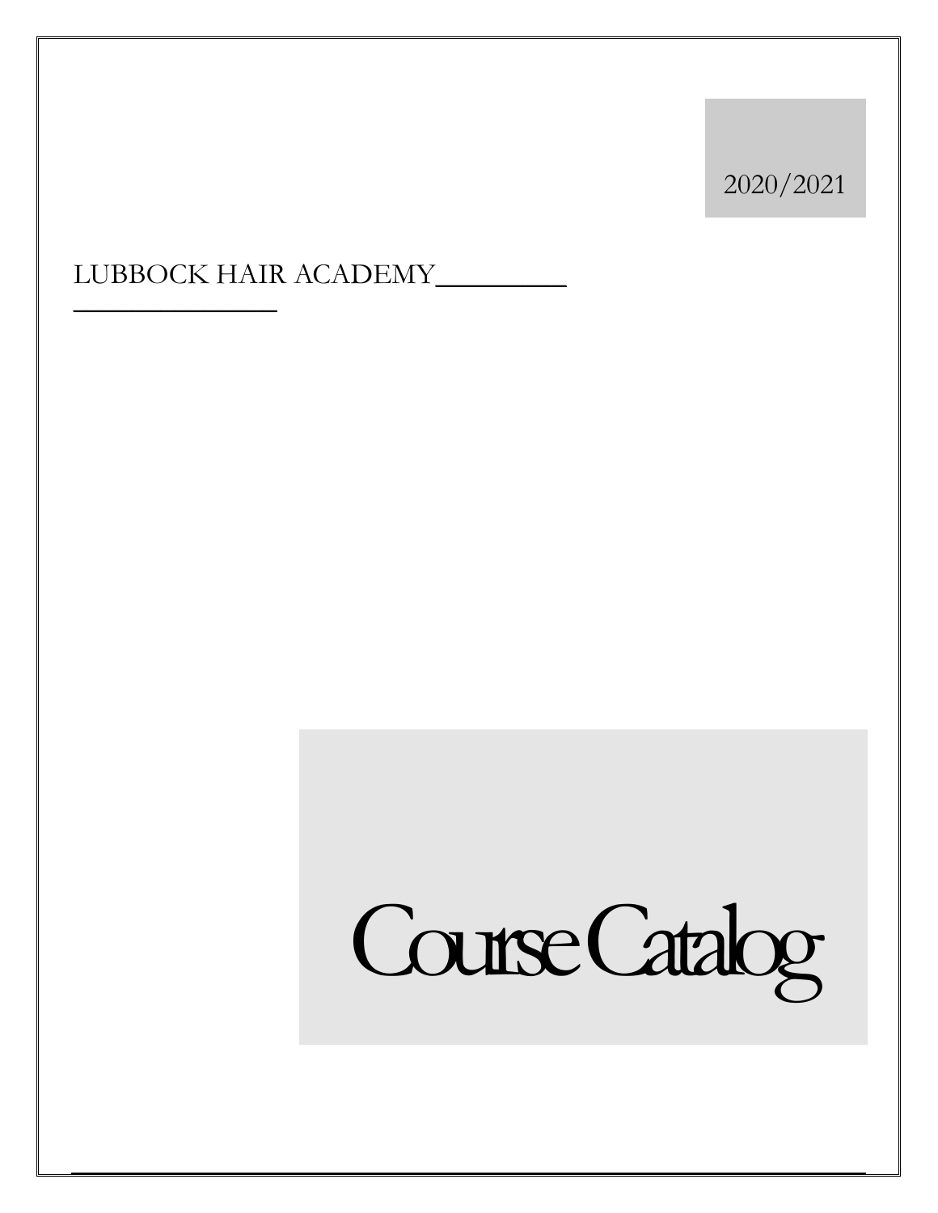2020/2021

LUBBOCK HAIR ACADEMY

# Course Catalog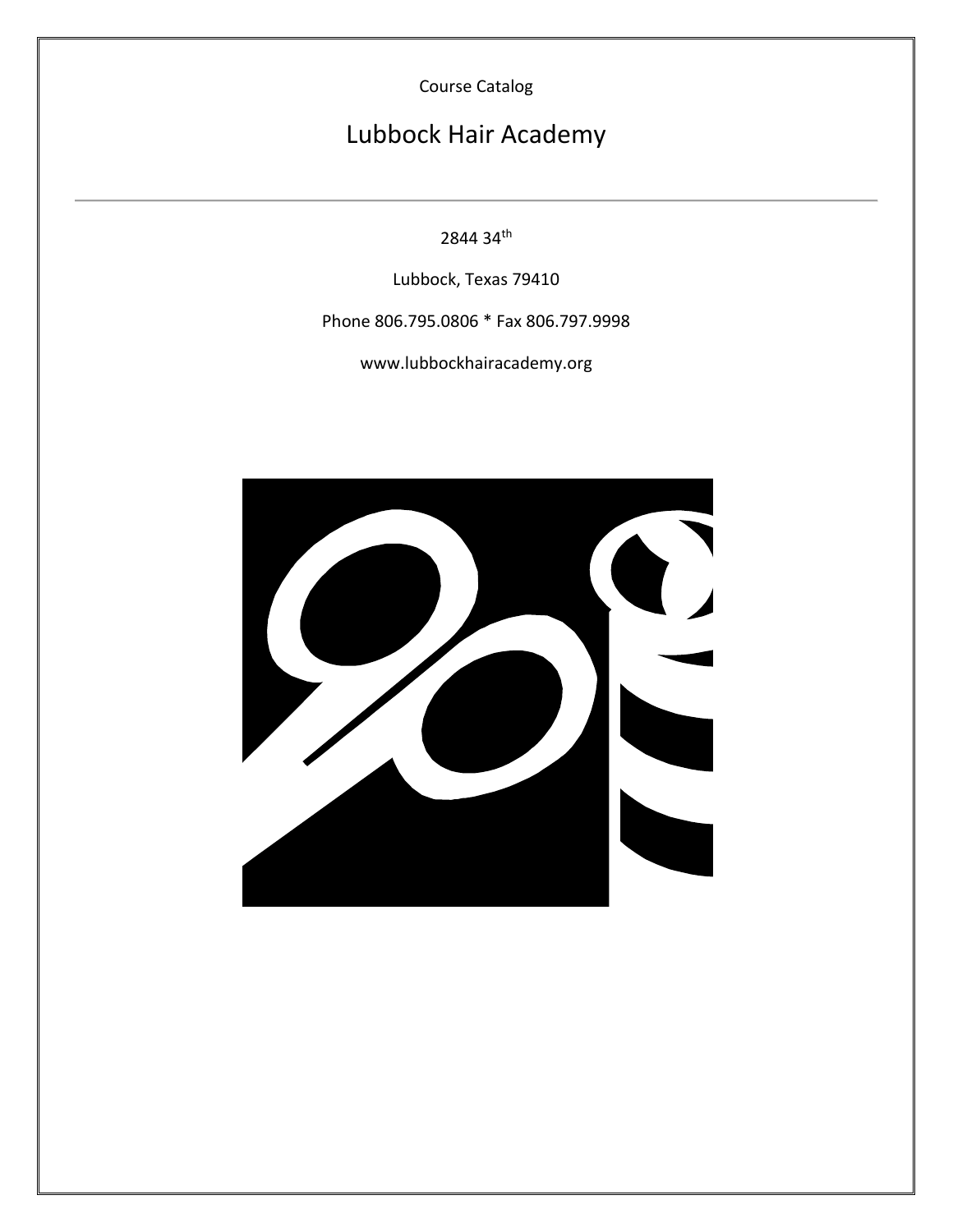Course Catalog

# Lubbock Hair Academy

2844 34th

Lubbock, Texas 79410

Phone 806.795.0806 * Fax 806.797.9998

www.lubbockhairacademy.org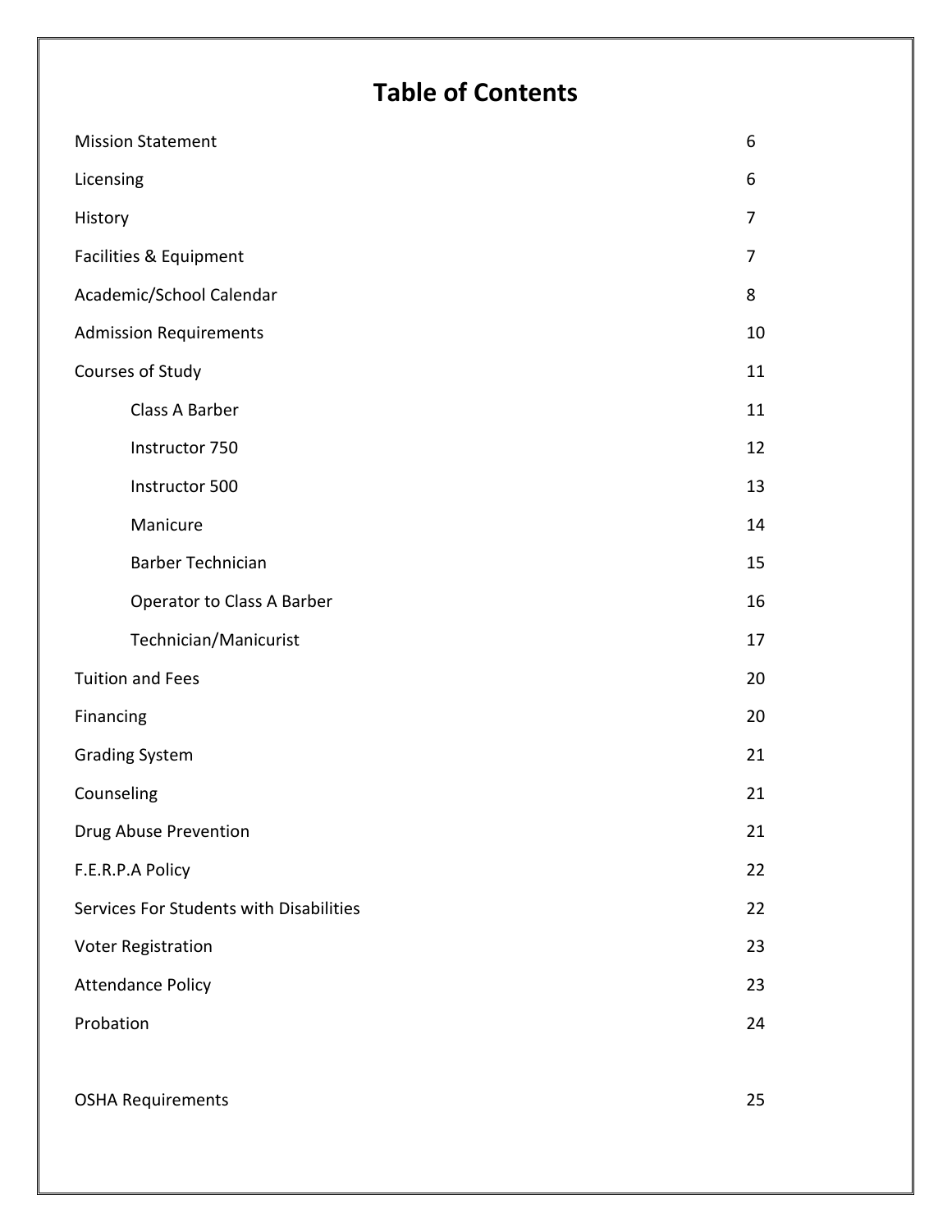# Table of Contents

| | |
|---|---|
| Mission Statement | 6 |
| Licensing | 6 |
| History | 7 |
| Facilities & Equipment | 7 |
| Academic/School Calendar | 8 |
| Admission Requirements | 10 |
| Courses of Study | 11 |
| Class A Barber | 11 |
| Instructor 750 | 12 |
| Instructor 500 | 13 |
| Manicure | 14 |
| Barber Technician | 15 |
| Operator to Class A Barber | 16 |
| Technician/Manicurist | 17 |
| Tuition and Fees | 20 |
| Financing | 20 |
| Grading System | 21 |
| Counseling | 21 |
| Drug Abuse Prevention | 21 |
| F.E.R.P.A Policy | 22 |
| Services For Students with Disabilities | 22 |
| Voter Registration | 23 |
| Attendance Policy | 23 |
| Probation | 24 |
| OSHA Requirements | 25 |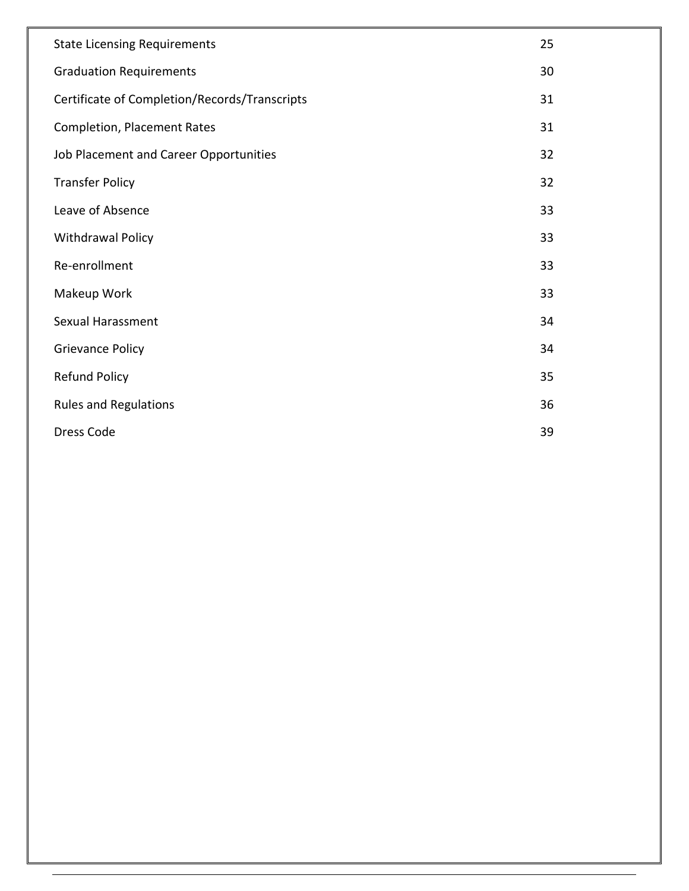| | |
|---|---|
| State Licensing Requirements | 25 |
| Graduation Requirements | 30 |
| Certificate of Completion/Records/Transcripts | 31 |
| Completion, Placement Rates | 31 |
| Job Placement and Career Opportunities | 32 |
| Transfer Policy | 32 |
| Leave of Absence | 33 |
| Withdrawal Policy | 33 |
| Re-enrollment | 33 |
| Makeup Work | 33 |
| Sexual Harassment | 34 |
| Grievance Policy | 34 |
| Refund Policy | 35 |
| Rules and Regulations | 36 |
| Dress Code | 39 |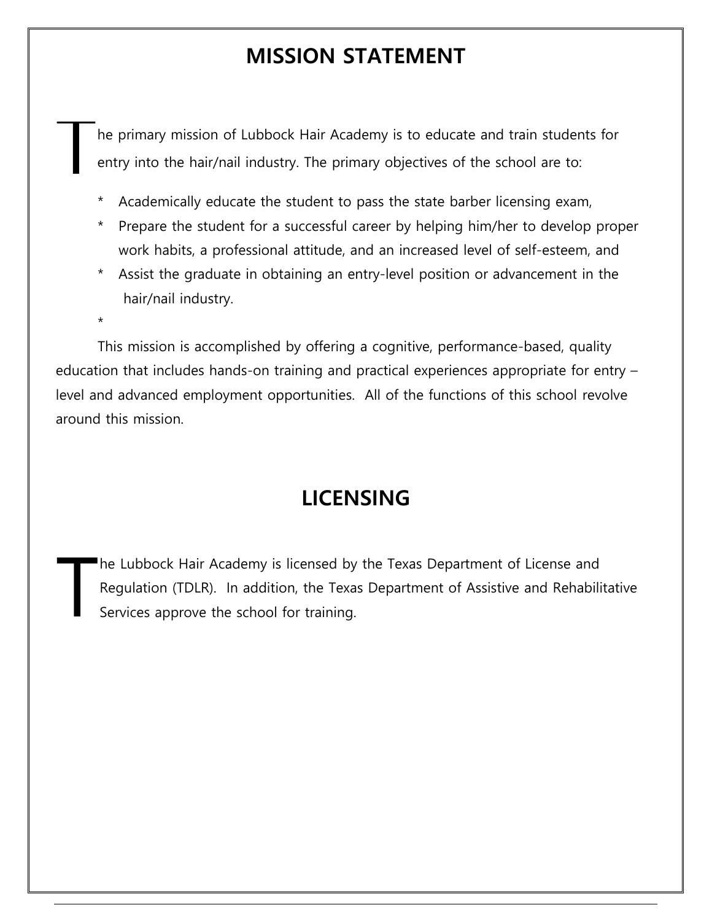# MISSION STATEMENT

The primary mission of Lubbock Hair Academy is to educate and train students for entry into the hair/nail industry. The primary objectives of the school are to:

- Academically educate the student to pass the state barber licensing exam,
- Prepare the student for a successful career by helping him/her to develop proper work habits, a professional attitude, and an increased level of self-esteem, and
- Assist the graduate in obtaining an entry-level position or advancement in the hair/nail industry.
-

This mission is accomplished by offering a cognitive, performance-based, quality education that includes hands-on training and practical experiences appropriate for entry – level and advanced employment opportunities. All of the functions of this school revolve around this mission.

# LICENSING

The Lubbock Hair Academy is licensed by the Texas Department of License and Regulation (TDLR). In addition, the Texas Department of Assistive and Rehabilitative Services approve the school for training.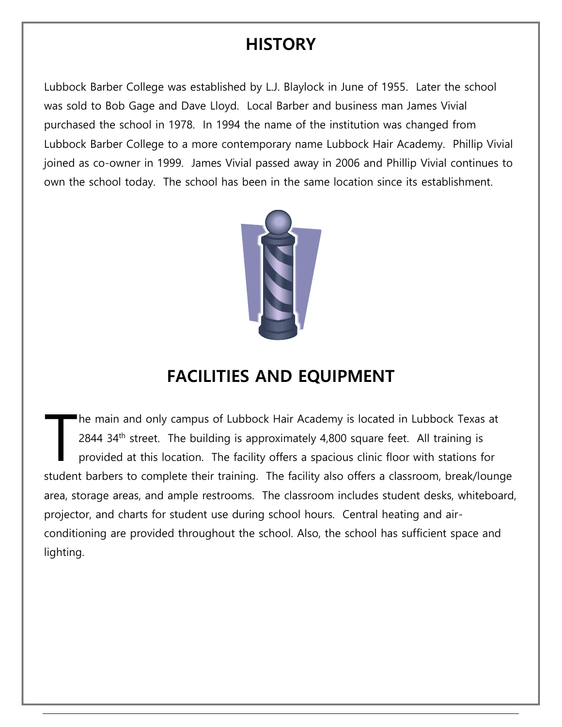# HISTORY

Lubbock Barber College was established by L.J. Blaylock in June of 1955. Later the school was sold to Bob Gage and Dave Lloyd. Local Barber and business man James Vivial purchased the school in 1978. In 1994 the name of the institution was changed from Lubbock Barber College to a more contemporary name Lubbock Hair Academy. Phillip Vivial joined as co-owner in 1999. James Vivial passed away in 2006 and Phillip Vivial continues to own the school today. The school has been in the same location since its establishment.

# FACILITIES AND EQUIPMENT

The main and only campus of Lubbock Hair Academy is located in Lubbock Texas at 2844 34th street. The building is approximately 4,800 square feet. All training is provided at this location. The facility offers a spacious clinic floor with stations for student barbers to complete their training. The facility also offers a classroom, break/lounge area, storage areas, and ample restrooms. The classroom includes student desks, whiteboard, projector, and charts for student use during school hours. Central heating and air-conditioning are provided throughout the school. Also, the school has sufficient space and lighting.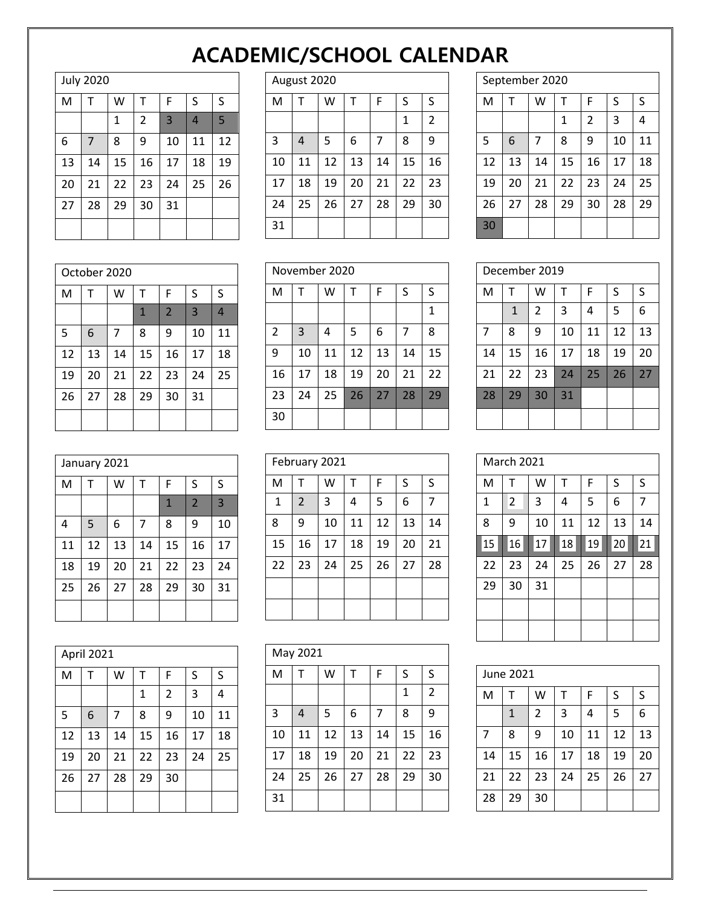# ACADEMIC/SCHOOL CALENDAR

**July 2020**

| M | T | W | T | F | S | S |
|---|---|---|---|---|---|---|
| | | 1 | 2 | 3 | 4 | 5 |
| 6 | 7 | 8 | 9 | 10 | 11 | 12 |
| 13 | 14 | 15 | 16 | 17 | 18 | 19 |
| 20 | 21 | 22 | 23 | 24 | 25 | 26 |
| 27 | 28 | 29 | 30 | 31 | | |

**August 2020**

| M | T | W | T | F | S | S |
|---|---|---|---|---|---|---|
| | | | | | 1 | 2 |
| 3 | 4 | 5 | 6 | 7 | 8 | 9 |
| 10 | 11 | 12 | 13 | 14 | 15 | 16 |
| 17 | 18 | 19 | 20 | 21 | 22 | 23 |
| 24 | 25 | 26 | 27 | 28 | 29 | 30 |
| 31 | | | | | | |

**September 2020**

| M | T | W | T | F | S | S |
|---|---|---|---|---|---|---|
| | | | 1 | 2 | 3 | 4 |
| 5 | 6 | 7 | 8 | 9 | 10 | 11 |
| 12 | 13 | 14 | 15 | 16 | 17 | 18 |
| 19 | 20 | 21 | 22 | 23 | 24 | 25 |
| 26 | 27 | 28 | 29 | 30 | 28 | 29 |
| 30 | | | | | | |

**October 2020**

| M | T | W | T | F | S | S |
|---|---|---|---|---|---|---|
| | | | 1 | 2 | 3 | 4 |
| 5 | 6 | 7 | 8 | 9 | 10 | 11 |
| 12 | 13 | 14 | 15 | 16 | 17 | 18 |
| 19 | 20 | 21 | 22 | 23 | 24 | 25 |
| 26 | 27 | 28 | 29 | 30 | 31 | |

**November 2020**

| M | T | W | T | F | S | S |
|---|---|---|---|---|---|---|
| | | | | | | 1 |
| 2 | 3 | 4 | 5 | 6 | 7 | 8 |
| 9 | 10 | 11 | 12 | 13 | 14 | 15 |
| 16 | 17 | 18 | 19 | 20 | 21 | 22 |
| 23 | 24 | 25 | 26 | 27 | 28 | 29 |
| 30 | | | | | | |

**December 2019**

| M | T | W | T | F | S | S |
|---|---|---|---|---|---|---|
| | 1 | 2 | 3 | 4 | 5 | 6 |
| 7 | 8 | 9 | 10 | 11 | 12 | 13 |
| 14 | 15 | 16 | 17 | 18 | 19 | 20 |
| 21 | 22 | 23 | 24 | 25 | 26 | 27 |
| 28 | 29 | 30 | 31 | | | |

**January 2021**

| M | T | W | T | F | S | S |
|---|---|---|---|---|---|---|
| | | | | 1 | 2 | 3 |
| 4 | 5 | 6 | 7 | 8 | 9 | 10 |
| 11 | 12 | 13 | 14 | 15 | 16 | 17 |
| 18 | 19 | 20 | 21 | 22 | 23 | 24 |
| 25 | 26 | 27 | 28 | 29 | 30 | 31 |

**February 2021**

| M | T | W | T | F | S | S |
|---|---|---|---|---|---|---|
| 1 | 2 | 3 | 4 | 5 | 6 | 7 |
| 8 | 9 | 10 | 11 | 12 | 13 | 14 |
| 15 | 16 | 17 | 18 | 19 | 20 | 21 |
| 22 | 23 | 24 | 25 | 26 | 27 | 28 |

**March 2021**

| M | T | W | T | F | S | S |
|---|---|---|---|---|---|---|
| 1 | 2 | 3 | 4 | 5 | 6 | 7 |
| 8 | 9 | 10 | 11 | 12 | 13 | 14 |
| 15 | 16 | 17 | 18 | 19 | 20 | 21 |
| 22 | 23 | 24 | 25 | 26 | 27 | 28 |
| 29 | 30 | 31 | | | | |

**April 2021**

| M | T | W | T | F | S | S |
|---|---|---|---|---|---|---|
| | | | 1 | 2 | 3 | 4 |
| 5 | 6 | 7 | 8 | 9 | 10 | 11 |
| 12 | 13 | 14 | 15 | 16 | 17 | 18 |
| 19 | 20 | 21 | 22 | 23 | 24 | 25 |
| 26 | 27 | 28 | 29 | 30 | | |

**May 2021**

| M | T | W | T | F | S | S |
|---|---|---|---|---|---|---|
| | | | | | 1 | 2 |
| 3 | 4 | 5 | 6 | 7 | 8 | 9 |
| 10 | 11 | 12 | 13 | 14 | 15 | 16 |
| 17 | 18 | 19 | 20 | 21 | 22 | 23 |
| 24 | 25 | 26 | 27 | 28 | 29 | 30 |
| 31 | | | | | | |

**June 2021**

| M | T | W | T | F | S | S |
|---|---|---|---|---|---|---|
| | 1 | 2 | 3 | 4 | 5 | 6 |
| 7 | 8 | 9 | 10 | 11 | 12 | 13 |
| 14 | 15 | 16 | 17 | 18 | 19 | 20 |
| 21 | 22 | 23 | 24 | 25 | 26 | 27 |
| 28 | 29 | 30 | | | | |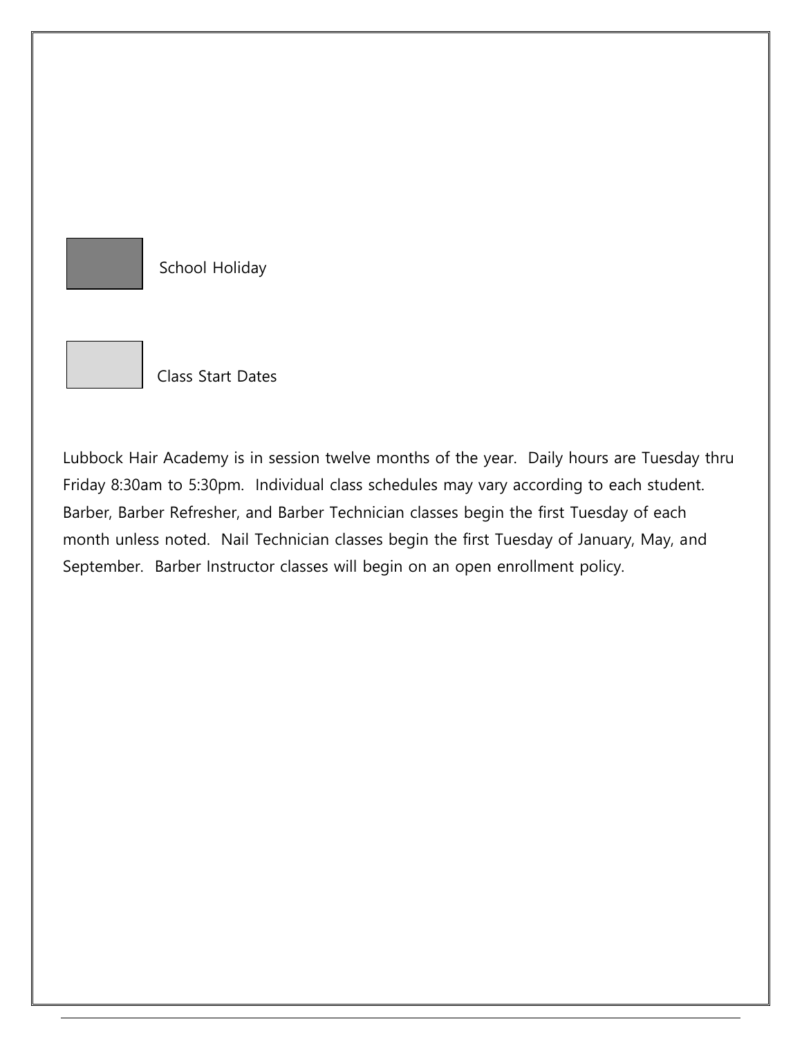School Holiday

Class Start Dates

Lubbock Hair Academy is in session twelve months of the year. Daily hours are Tuesday thru Friday 8:30am to 5:30pm. Individual class schedules may vary according to each student. Barber, Barber Refresher, and Barber Technician classes begin the first Tuesday of each month unless noted. Nail Technician classes begin the first Tuesday of January, May, and September. Barber Instructor classes will begin on an open enrollment policy.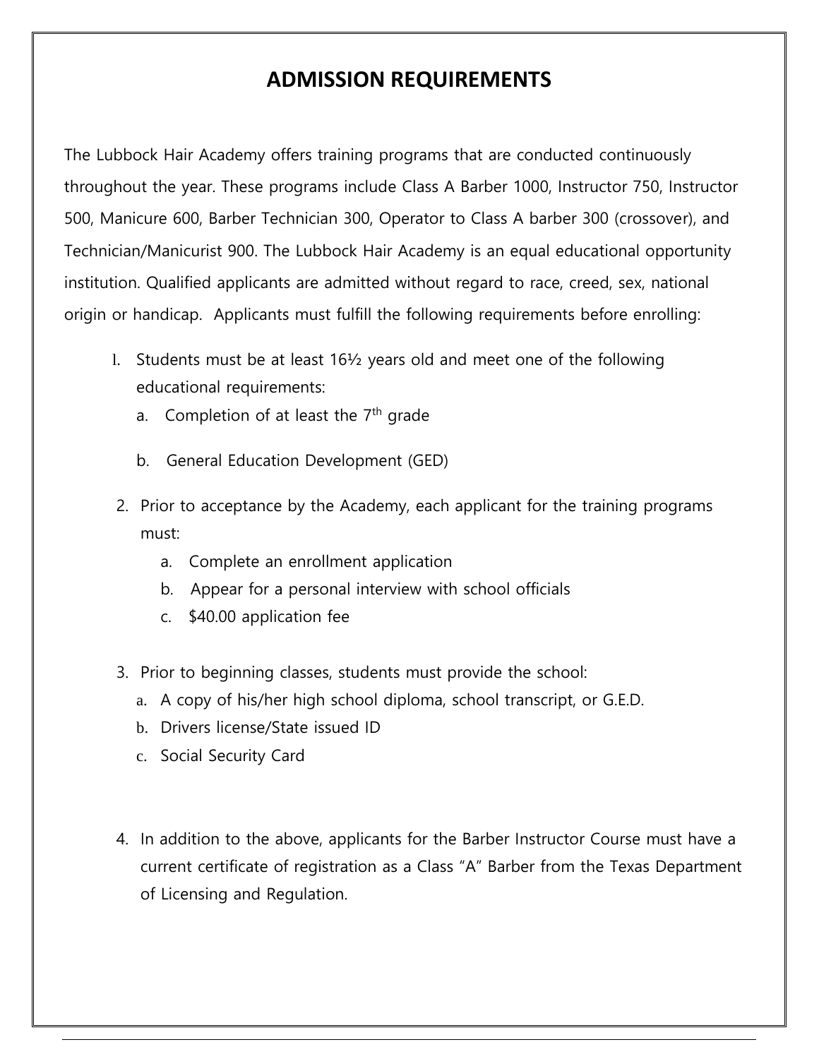# ADMISSION REQUIREMENTS

The Lubbock Hair Academy offers training programs that are conducted continuously throughout the year. These programs include Class A Barber 1000, Instructor 750, Instructor 500, Manicure 600, Barber Technician 300, Operator to Class A barber 300 (crossover), and Technician/Manicurist 900. The Lubbock Hair Academy is an equal educational opportunity institution. Qualified applicants are admitted without regard to race, creed, sex, national origin or handicap. Applicants must fulfill the following requirements before enrolling:

1. Students must be at least 16½ years old and meet one of the following educational requirements:
   a. Completion of at least the 7th grade
   b. General Education Development (GED)
2. Prior to acceptance by the Academy, each applicant for the training programs must:
   a. Complete an enrollment application
   b. Appear for a personal interview with school officials
   c. $40.00 application fee
3. Prior to beginning classes, students must provide the school:
   a. A copy of his/her high school diploma, school transcript, or G.E.D.
   b. Drivers license/State issued ID
   c. Social Security Card
4. In addition to the above, applicants for the Barber Instructor Course must have a current certificate of registration as a Class "A" Barber from the Texas Department of Licensing and Regulation.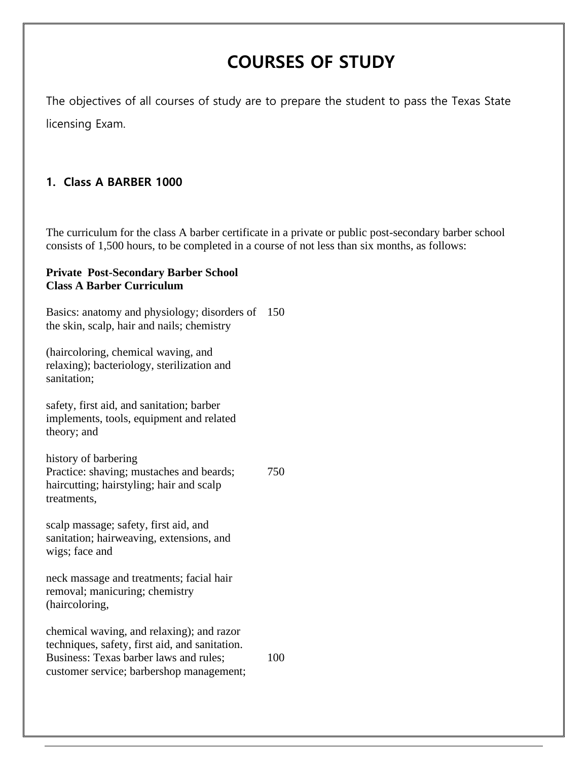# COURSES OF STUDY

The objectives of all courses of study are to prepare the student to pass the Texas State licensing Exam.

### 1. Class A BARBER 1000

The curriculum for the class A barber certificate in a private or public post-secondary barber school consists of 1,500 hours, to be completed in a course of not less than six months, as follows:

**Private Post-Secondary Barber School**
**Class A Barber Curriculum**

| | |
|---|---|
| Basics: anatomy and physiology; disorders of the skin, scalp, hair and nails; chemistry (haircoloring, chemical waving, and relaxing); bacteriology, sterilization and sanitation; safety, first aid, and sanitation; barber implements, tools, equipment and related theory; and history of barbering | 150 |
| Practice: shaving; mustaches and beards; haircutting; hairstyling; hair and scalp treatments, scalp massage; safety, first aid, and sanitation; hairweaving, extensions, and wigs; face and neck massage and treatments; facial hair removal; manicuring; chemistry (haircoloring, chemical waving, and relaxing); and razor techniques, safety, first aid, and sanitation. | 750 |
| Business: Texas barber laws and rules; customer service; barbershop management; | 100 |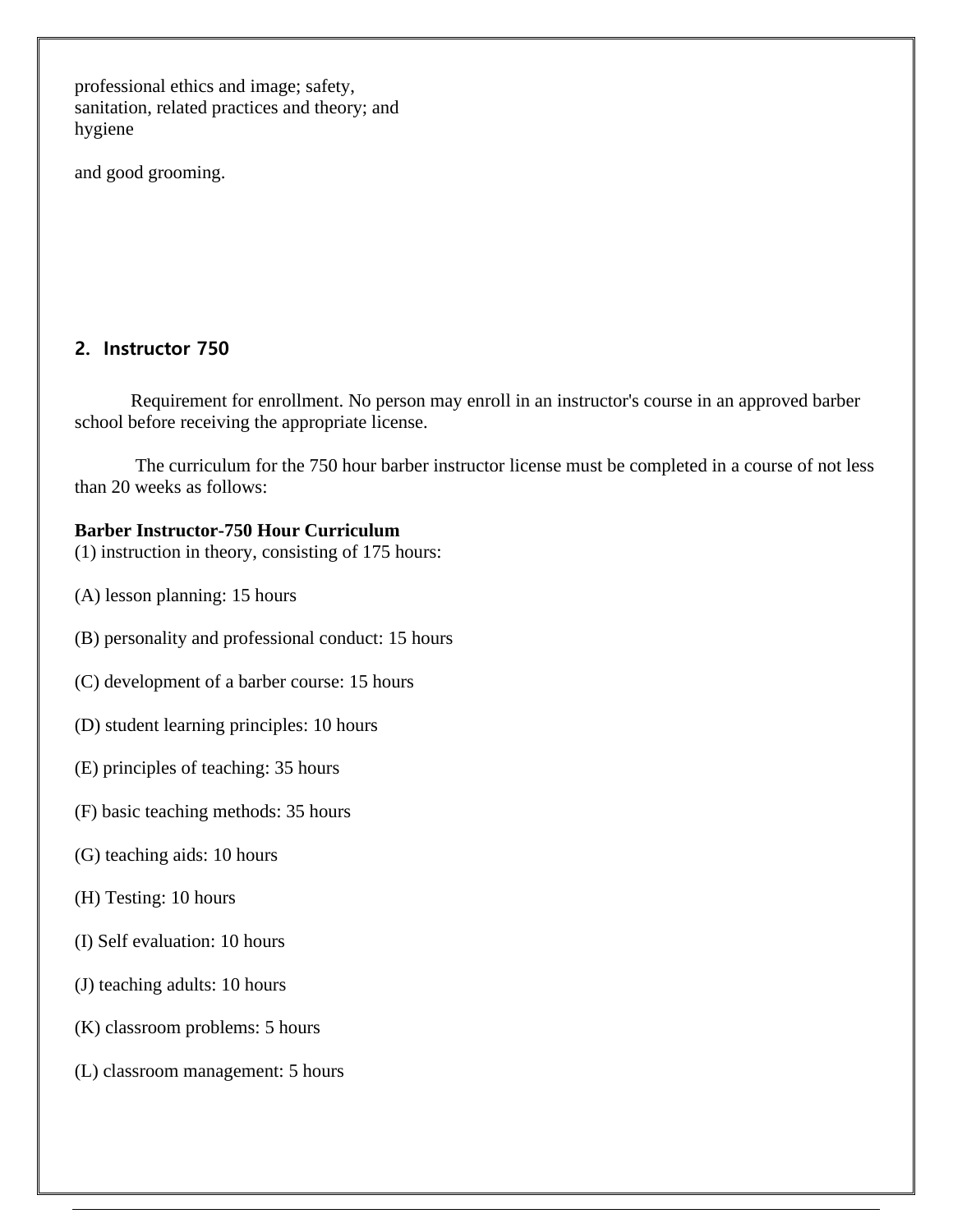professional ethics and image; safety, sanitation, related practices and theory; and hygiene

and good grooming.

## 2. Instructor 750

Requirement for enrollment. No person may enroll in an instructor's course in an approved barber school before receiving the appropriate license.

The curriculum for the 750 hour barber instructor license must be completed in a course of not less than 20 weeks as follows:

**Barber Instructor-750 Hour Curriculum**
(1) instruction in theory, consisting of 175 hours:

(A) lesson planning: 15 hours

(B) personality and professional conduct: 15 hours

(C) development of a barber course: 15 hours

(D) student learning principles: 10 hours

(E) principles of teaching: 35 hours

(F) basic teaching methods: 35 hours

(G) teaching aids: 10 hours

(H) Testing: 10 hours

(I) Self evaluation: 10 hours

(J) teaching adults: 10 hours

(K) classroom problems: 5 hours

(L) classroom management: 5 hours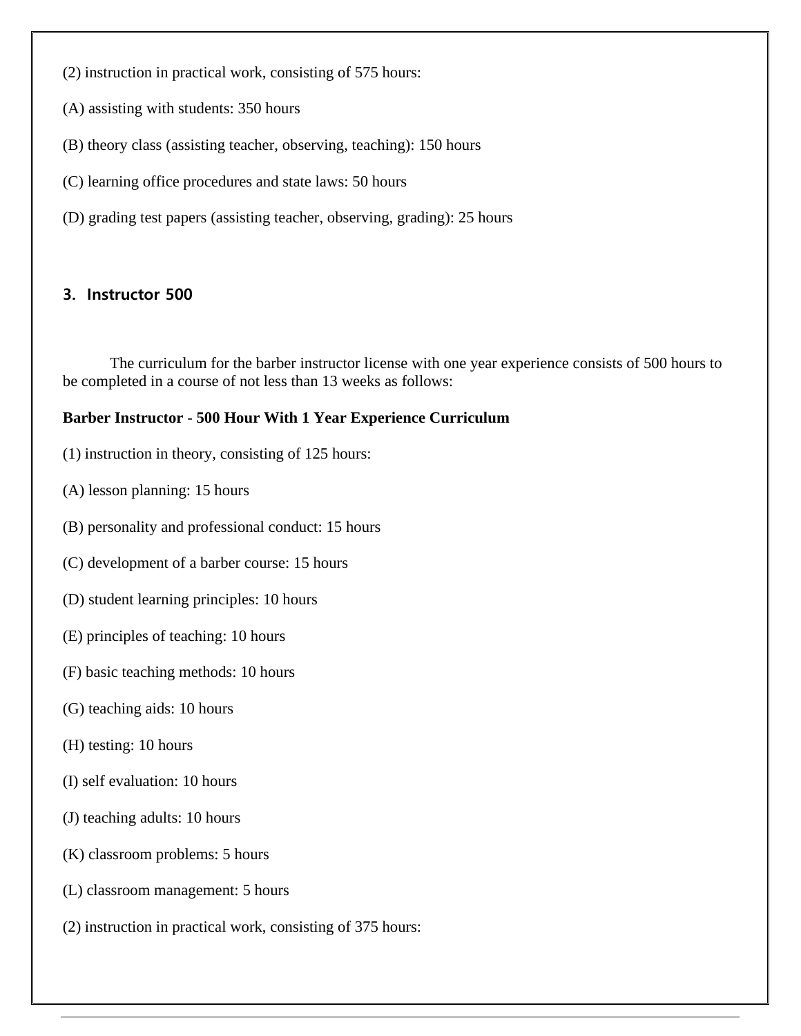(2) instruction in practical work, consisting of 575 hours:

(A) assisting with students: 350 hours

(B) theory class (assisting teacher, observing, teaching): 150 hours

(C) learning office procedures and state laws: 50 hours

(D) grading test papers (assisting teacher, observing, grading): 25 hours

### 3. Instructor 500

The curriculum for the barber instructor license with one year experience consists of 500 hours to be completed in a course of not less than 13 weeks as follows:

**Barber Instructor - 500 Hour With 1 Year Experience Curriculum**

(1) instruction in theory, consisting of 125 hours:

(A) lesson planning: 15 hours

(B) personality and professional conduct: 15 hours

(C) development of a barber course: 15 hours

(D) student learning principles: 10 hours

(E) principles of teaching: 10 hours

(F) basic teaching methods: 10 hours

(G) teaching aids: 10 hours

(H) testing: 10 hours

(I) self evaluation: 10 hours

(J) teaching adults: 10 hours

(K) classroom problems: 5 hours

(L) classroom management: 5 hours

(2) instruction in practical work, consisting of 375 hours: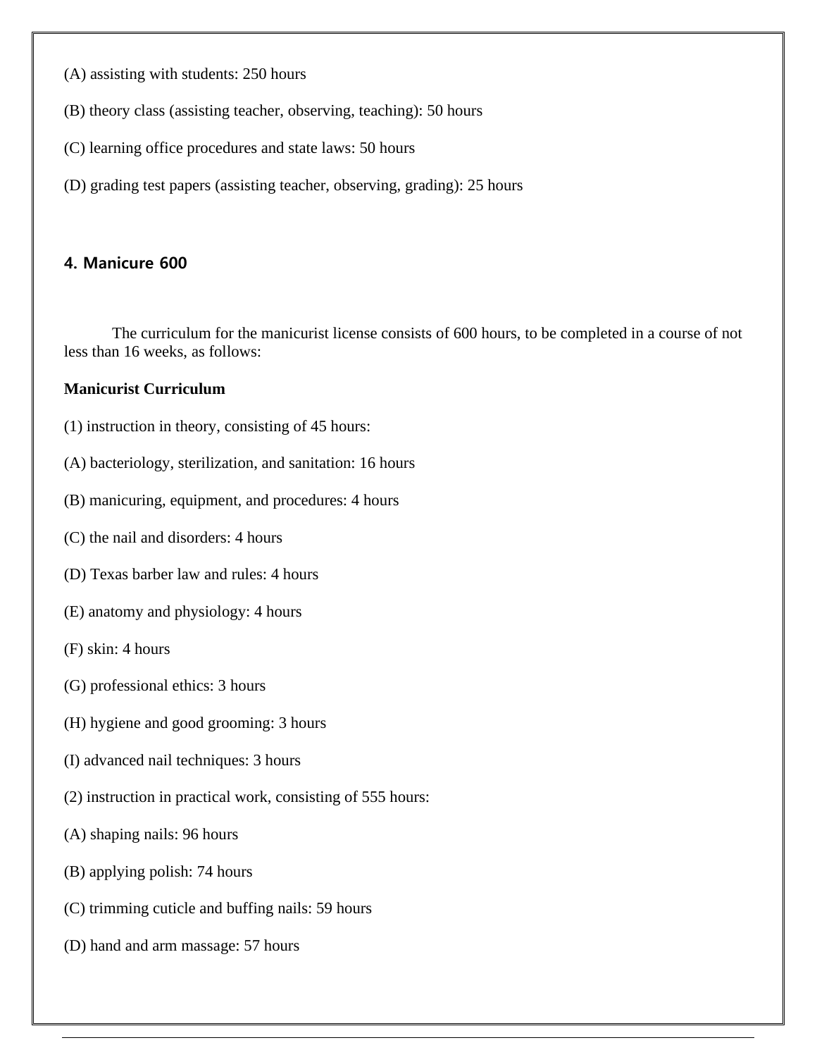(A) assisting with students: 250 hours

(B) theory class (assisting teacher, observing, teaching): 50 hours

(C) learning office procedures and state laws: 50 hours

(D) grading test papers (assisting teacher, observing, grading): 25 hours

### 4. Manicure 600

The curriculum for the manicurist license consists of 600 hours, to be completed in a course of not less than 16 weeks, as follows:

**Manicurist Curriculum**

(1) instruction in theory, consisting of 45 hours:

(A) bacteriology, sterilization, and sanitation: 16 hours

(B) manicuring, equipment, and procedures: 4 hours

(C) the nail and disorders: 4 hours

(D) Texas barber law and rules: 4 hours

(E) anatomy and physiology: 4 hours

(F) skin: 4 hours

(G) professional ethics: 3 hours

(H) hygiene and good grooming: 3 hours

(I) advanced nail techniques: 3 hours

(2) instruction in practical work, consisting of 555 hours:

(A) shaping nails: 96 hours

(B) applying polish: 74 hours

(C) trimming cuticle and buffing nails: 59 hours

(D) hand and arm massage: 57 hours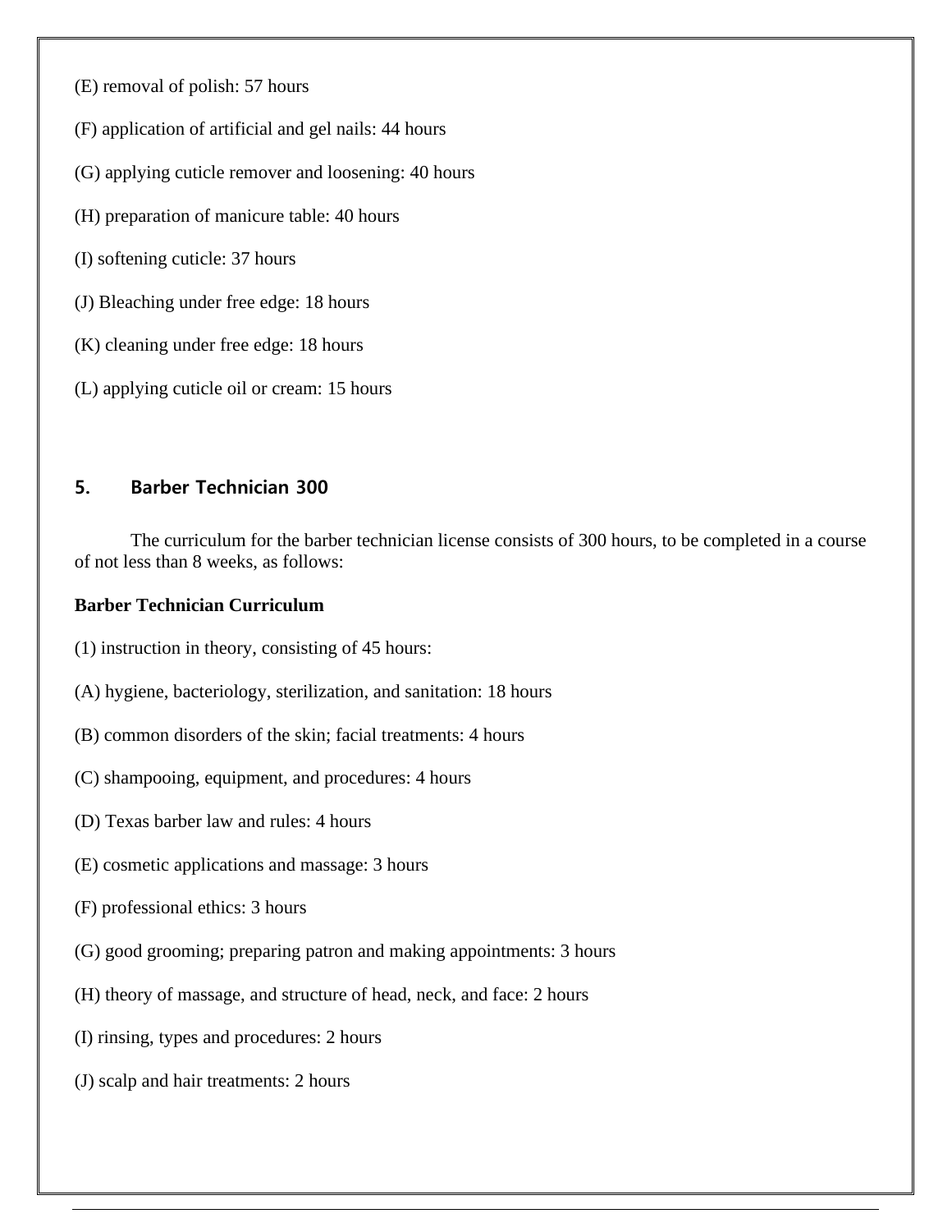(E) removal of polish: 57 hours

(F) application of artificial and gel nails: 44 hours

(G) applying cuticle remover and loosening: 40 hours

(H) preparation of manicure table: 40 hours

(I) softening cuticle: 37 hours

(J) Bleaching under free edge: 18 hours

(K) cleaning under free edge: 18 hours

(L) applying cuticle oil or cream: 15 hours

## 5. Barber Technician 300

The curriculum for the barber technician license consists of 300 hours, to be completed in a course of not less than 8 weeks, as follows:

**Barber Technician Curriculum**

(1) instruction in theory, consisting of 45 hours:

(A) hygiene, bacteriology, sterilization, and sanitation: 18 hours

(B) common disorders of the skin; facial treatments: 4 hours

(C) shampooing, equipment, and procedures: 4 hours

(D) Texas barber law and rules: 4 hours

(E) cosmetic applications and massage: 3 hours

(F) professional ethics: 3 hours

(G) good grooming; preparing patron and making appointments: 3 hours

(H) theory of massage, and structure of head, neck, and face: 2 hours

(I) rinsing, types and procedures: 2 hours

(J) scalp and hair treatments: 2 hours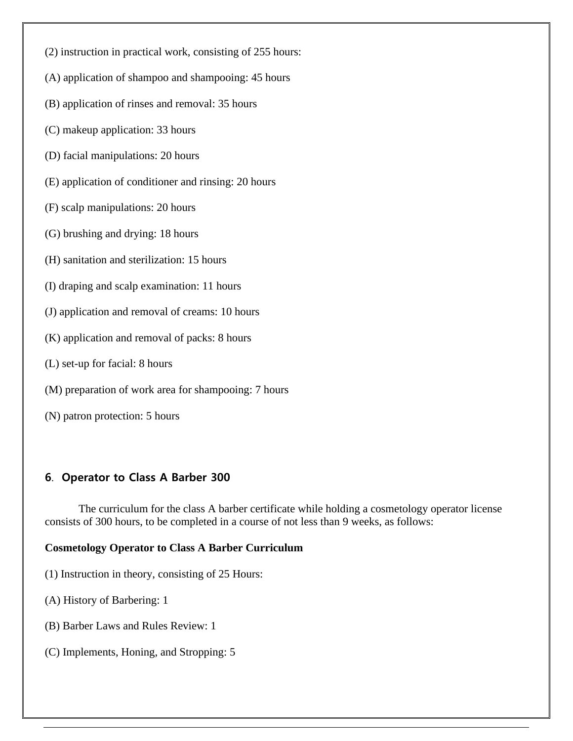(2) instruction in practical work, consisting of 255 hours:

(A) application of shampoo and shampooing: 45 hours

(B) application of rinses and removal: 35 hours

(C) makeup application: 33 hours

(D) facial manipulations: 20 hours

(E) application of conditioner and rinsing: 20 hours

(F) scalp manipulations: 20 hours

(G) brushing and drying: 18 hours

(H) sanitation and sterilization: 15 hours

(I) draping and scalp examination: 11 hours

(J) application and removal of creams: 10 hours

(K) application and removal of packs: 8 hours

(L) set-up for facial: 8 hours

(M) preparation of work area for shampooing: 7 hours

(N) patron protection: 5 hours

## 6. Operator to Class A Barber 300

The curriculum for the class A barber certificate while holding a cosmetology operator license consists of 300 hours, to be completed in a course of not less than 9 weeks, as follows:

**Cosmetology Operator to Class A Barber Curriculum**

(1) Instruction in theory, consisting of 25 Hours:

(A) History of Barbering: 1

(B) Barber Laws and Rules Review: 1

(C) Implements, Honing, and Stropping: 5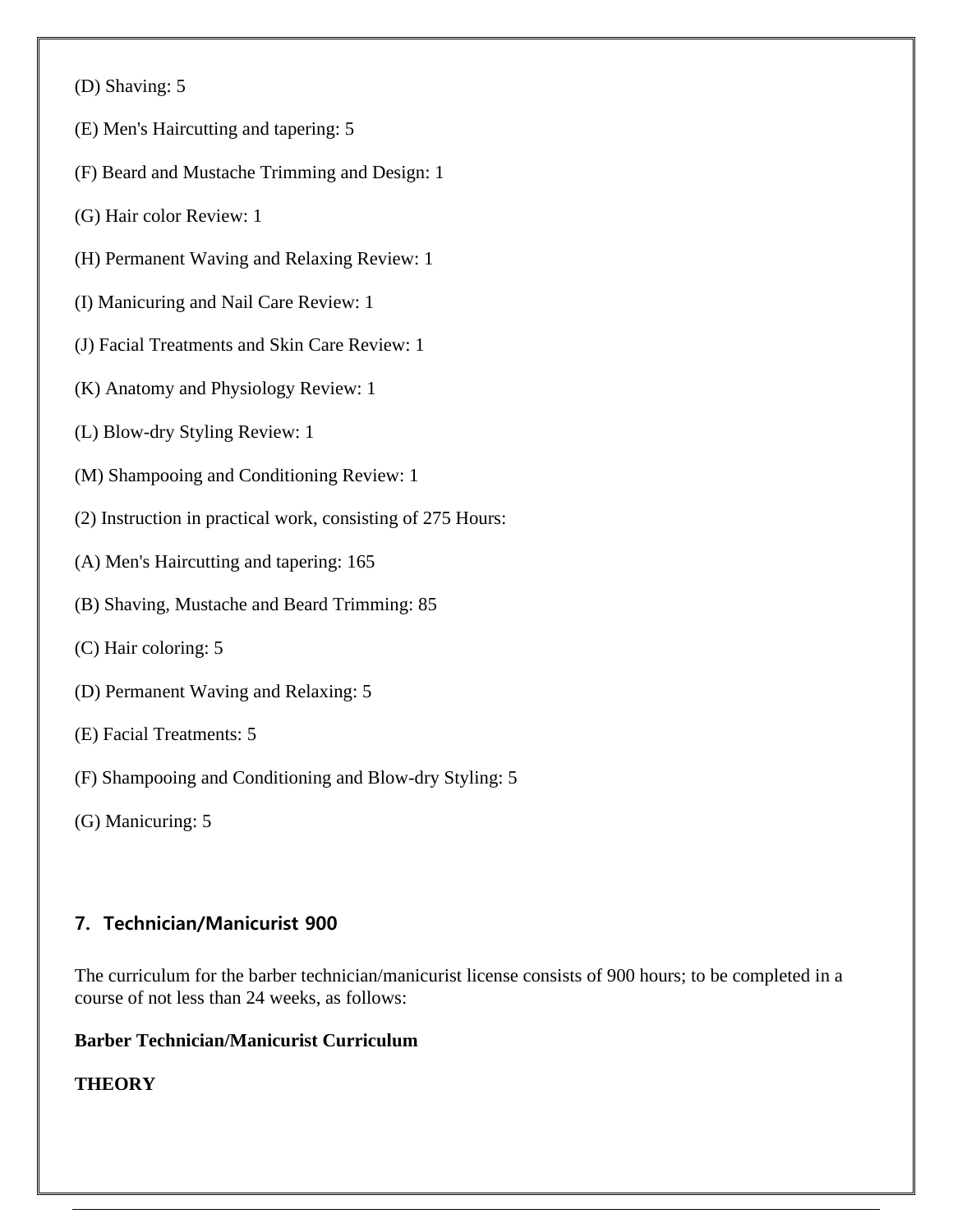(D) Shaving: 5

(E) Men's Haircutting and tapering: 5

(F) Beard and Mustache Trimming and Design: 1

(G) Hair color Review: 1

(H) Permanent Waving and Relaxing Review: 1

(I) Manicuring and Nail Care Review: 1

(J) Facial Treatments and Skin Care Review: 1

(K) Anatomy and Physiology Review: 1

(L) Blow-dry Styling Review: 1

(M) Shampooing and Conditioning Review: 1

(2) Instruction in practical work, consisting of 275 Hours:

(A) Men's Haircutting and tapering: 165

(B) Shaving, Mustache and Beard Trimming: 85

(C) Hair coloring: 5

(D) Permanent Waving and Relaxing: 5

(E) Facial Treatments: 5

(F) Shampooing and Conditioning and Blow-dry Styling: 5

(G) Manicuring: 5

## 7. Technician/Manicurist 900

The curriculum for the barber technician/manicurist license consists of 900 hours; to be completed in a course of not less than 24 weeks, as follows:

**Barber Technician/Manicurist Curriculum**

**THEORY**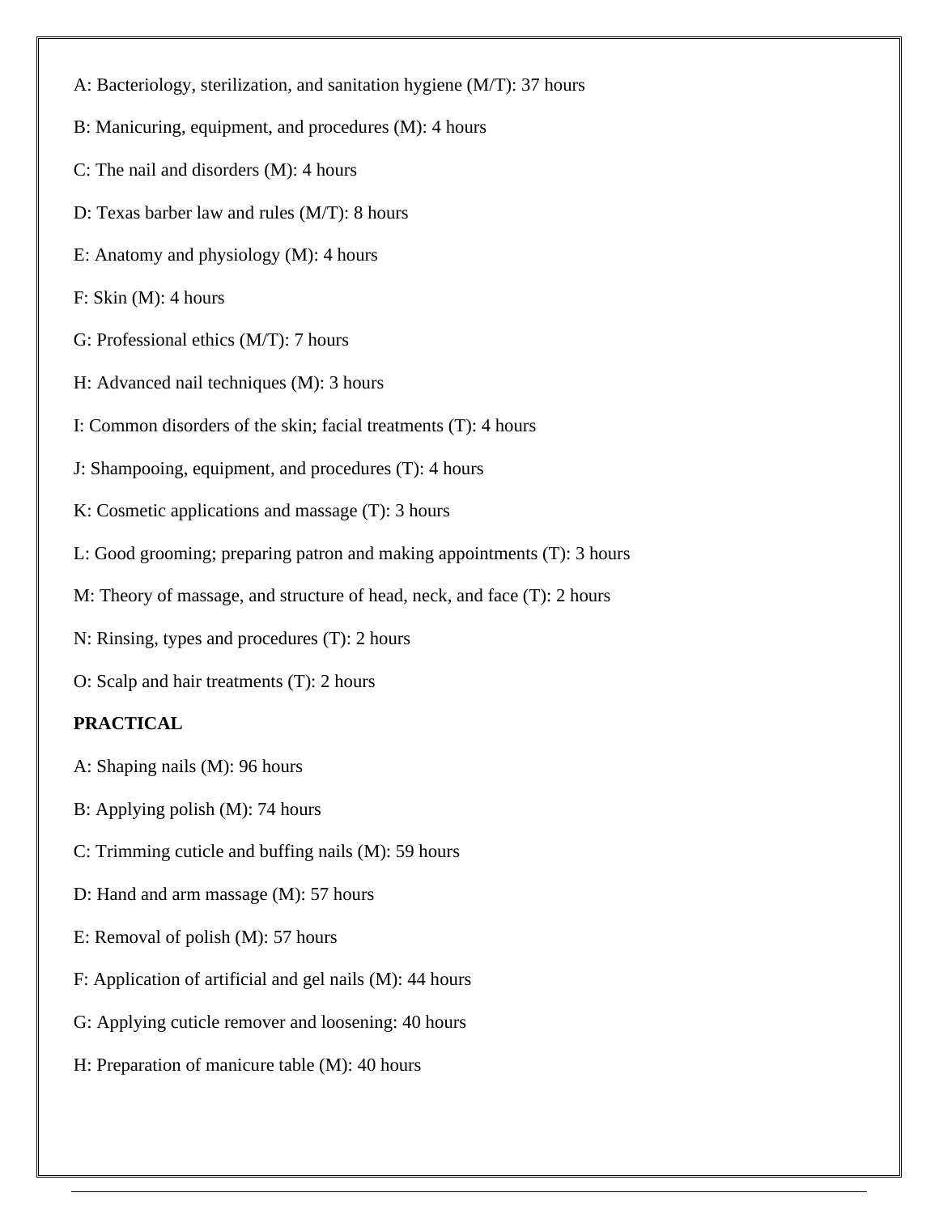A: Bacteriology, sterilization, and sanitation hygiene (M/T): 37 hours

B: Manicuring, equipment, and procedures (M): 4 hours

C: The nail and disorders (M): 4 hours

D: Texas barber law and rules (M/T): 8 hours

E: Anatomy and physiology (M): 4 hours

F: Skin (M): 4 hours

G: Professional ethics (M/T): 7 hours

H: Advanced nail techniques (M): 3 hours

I: Common disorders of the skin; facial treatments (T): 4 hours

J: Shampooing, equipment, and procedures (T): 4 hours

K: Cosmetic applications and massage (T): 3 hours

L: Good grooming; preparing patron and making appointments (T): 3 hours

M: Theory of massage, and structure of head, neck, and face (T): 2 hours

N: Rinsing, types and procedures (T): 2 hours

O: Scalp and hair treatments (T): 2 hours

**PRACTICAL**

A: Shaping nails (M): 96 hours

B: Applying polish (M): 74 hours

C: Trimming cuticle and buffing nails (M): 59 hours

D: Hand and arm massage (M): 57 hours

E: Removal of polish (M): 57 hours

F: Application of artificial and gel nails (M): 44 hours

G: Applying cuticle remover and loosening: 40 hours

H: Preparation of manicure table (M): 40 hours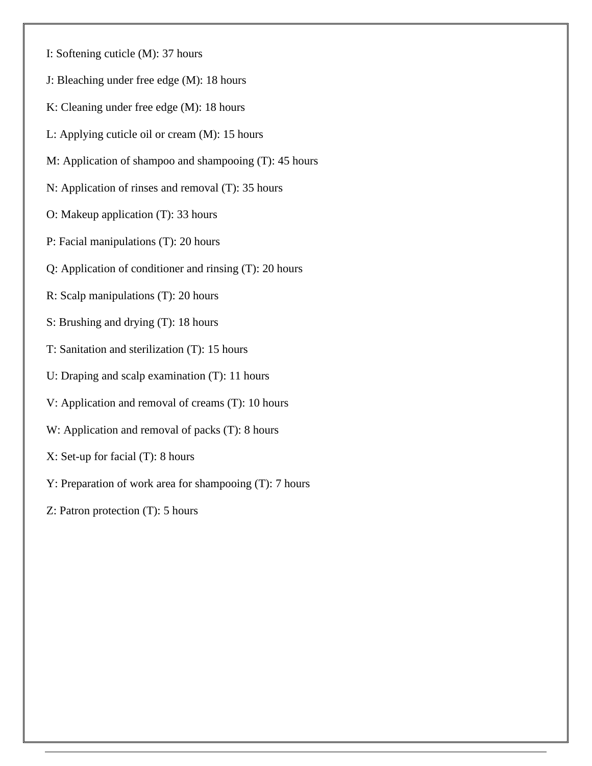I: Softening cuticle (M): 37 hours

J: Bleaching under free edge (M): 18 hours

K: Cleaning under free edge (M): 18 hours

L: Applying cuticle oil or cream (M): 15 hours

M: Application of shampoo and shampooing (T): 45 hours

N: Application of rinses and removal (T): 35 hours

O: Makeup application (T): 33 hours

P: Facial manipulations (T): 20 hours

Q: Application of conditioner and rinsing (T): 20 hours

R: Scalp manipulations (T): 20 hours

S: Brushing and drying (T): 18 hours

T: Sanitation and sterilization (T): 15 hours

U: Draping and scalp examination (T): 11 hours

V: Application and removal of creams (T): 10 hours

W: Application and removal of packs (T): 8 hours

X: Set-up for facial (T): 8 hours

Y: Preparation of work area for shampooing (T): 7 hours

Z: Patron protection (T): 5 hours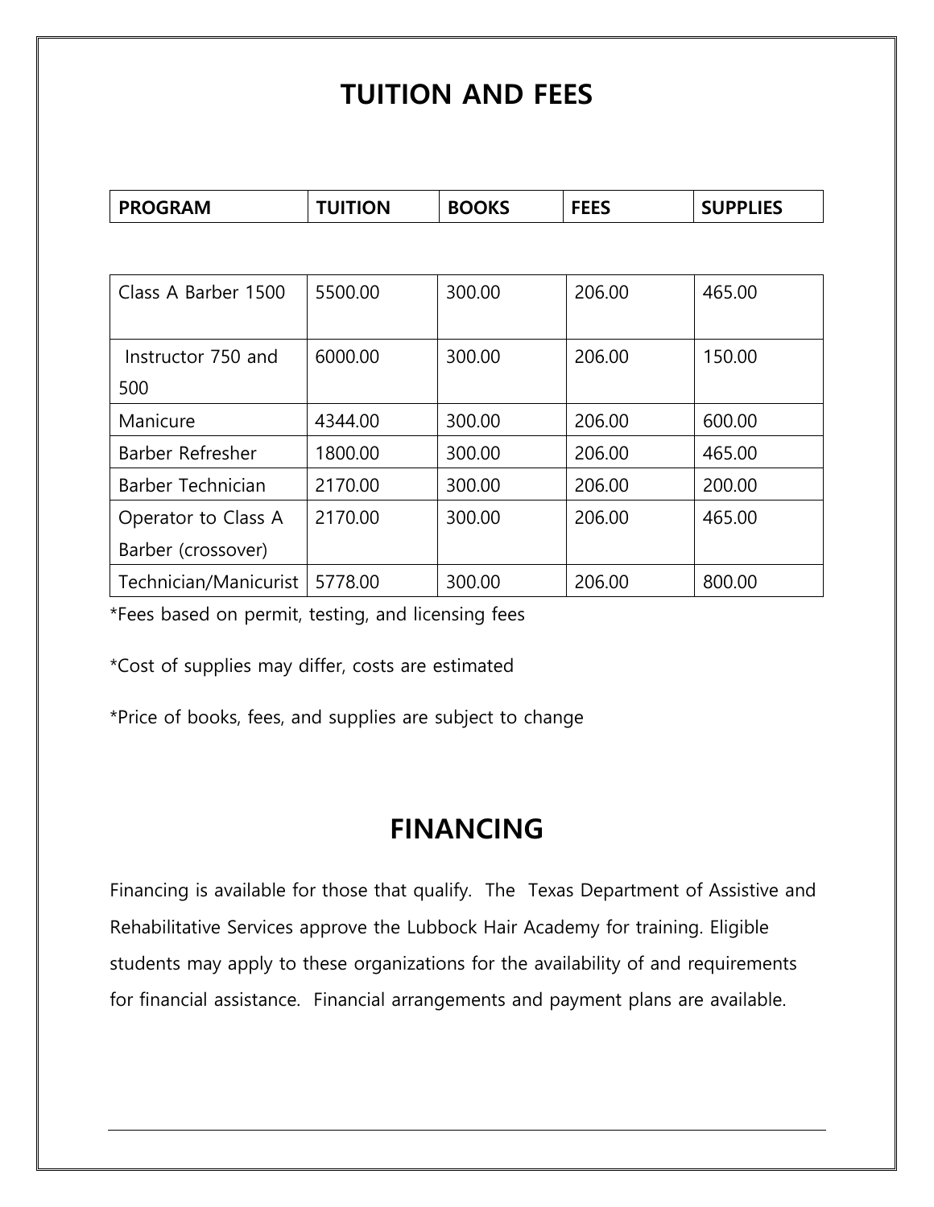# TUITION AND FEES

| PROGRAM | TUITION | BOOKS | FEES | SUPPLIES |
|---|---|---|---|---|
| Class A Barber 1500 | 5500.00 | 300.00 | 206.00 | 465.00 |
| Instructor 750 and 500 | 6000.00 | 300.00 | 206.00 | 150.00 |
| Manicure | 4344.00 | 300.00 | 206.00 | 600.00 |
| Barber Refresher | 1800.00 | 300.00 | 206.00 | 465.00 |
| Barber Technician | 2170.00 | 300.00 | 206.00 | 200.00 |
| Operator to Class A Barber (crossover) | 2170.00 | 300.00 | 206.00 | 465.00 |
| Technician/Manicurist | 5778.00 | 300.00 | 206.00 | 800.00 |

*Fees based on permit, testing, and licensing fees

*Cost of supplies may differ, costs are estimated

*Price of books, fees, and supplies are subject to change

# FINANCING

Financing is available for those that qualify. The Texas Department of Assistive and Rehabilitative Services approve the Lubbock Hair Academy for training. Eligible students may apply to these organizations for the availability of and requirements for financial assistance. Financial arrangements and payment plans are available.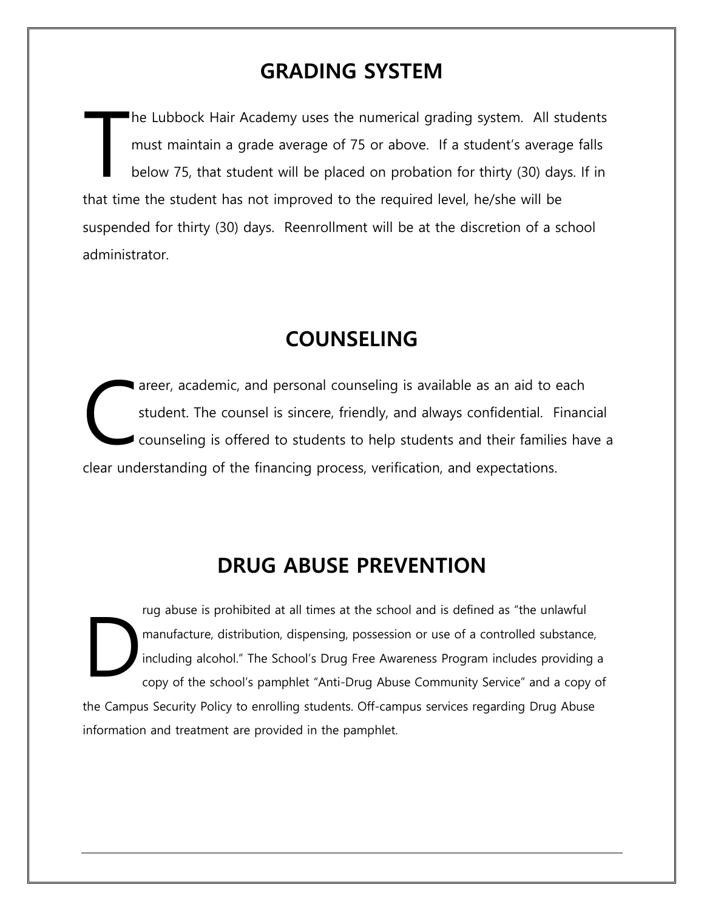## GRADING SYSTEM

The Lubbock Hair Academy uses the numerical grading system. All students must maintain a grade average of 75 or above. If a student's average falls below 75, that student will be placed on probation for thirty (30) days. If in that time the student has not improved to the required level, he/she will be suspended for thirty (30) days. Reenrollment will be at the discretion of a school administrator.

## COUNSELING

Career, academic, and personal counseling is available as an aid to each student. The counsel is sincere, friendly, and always confidential. Financial counseling is offered to students to help students and their families have a clear understanding of the financing process, verification, and expectations.

## DRUG ABUSE PREVENTION

Drug abuse is prohibited at all times at the school and is defined as "the unlawful manufacture, distribution, dispensing, possession or use of a controlled substance, including alcohol." The School's Drug Free Awareness Program includes providing a copy of the school's pamphlet "Anti-Drug Abuse Community Service" and a copy of the Campus Security Policy to enrolling students. Off-campus services regarding Drug Abuse information and treatment are provided in the pamphlet.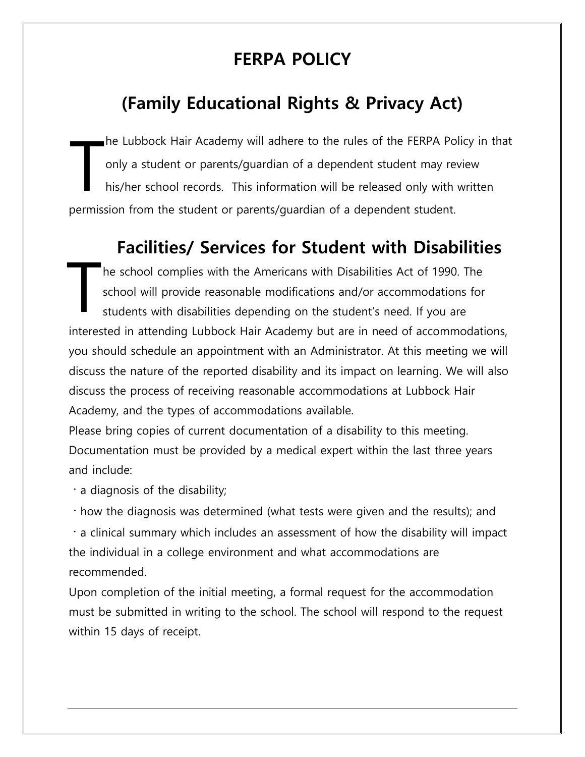# FERPA POLICY

## (Family Educational Rights & Privacy Act)

The Lubbock Hair Academy will adhere to the rules of the FERPA Policy in that only a student or parents/guardian of a dependent student may review his/her school records. This information will be released only with written permission from the student or parents/guardian of a dependent student.

## Facilities/ Services for Student with Disabilities

The school complies with the Americans with Disabilities Act of 1990. The school will provide reasonable modifications and/or accommodations for students with disabilities depending on the student's need. If you are interested in attending Lubbock Hair Academy but are in need of accommodations, you should schedule an appointment with an Administrator. At this meeting we will discuss the nature of the reported disability and its impact on learning. We will also discuss the process of receiving reasonable accommodations at Lubbock Hair Academy, and the types of accommodations available.

Please bring copies of current documentation of a disability to this meeting. Documentation must be provided by a medical expert within the last three years and include:

- a diagnosis of the disability;
- how the diagnosis was determined (what tests were given and the results); and
- a clinical summary which includes an assessment of how the disability will impact the individual in a college environment and what accommodations are recommended.

Upon completion of the initial meeting, a formal request for the accommodation must be submitted in writing to the school. The school will respond to the request within 15 days of receipt.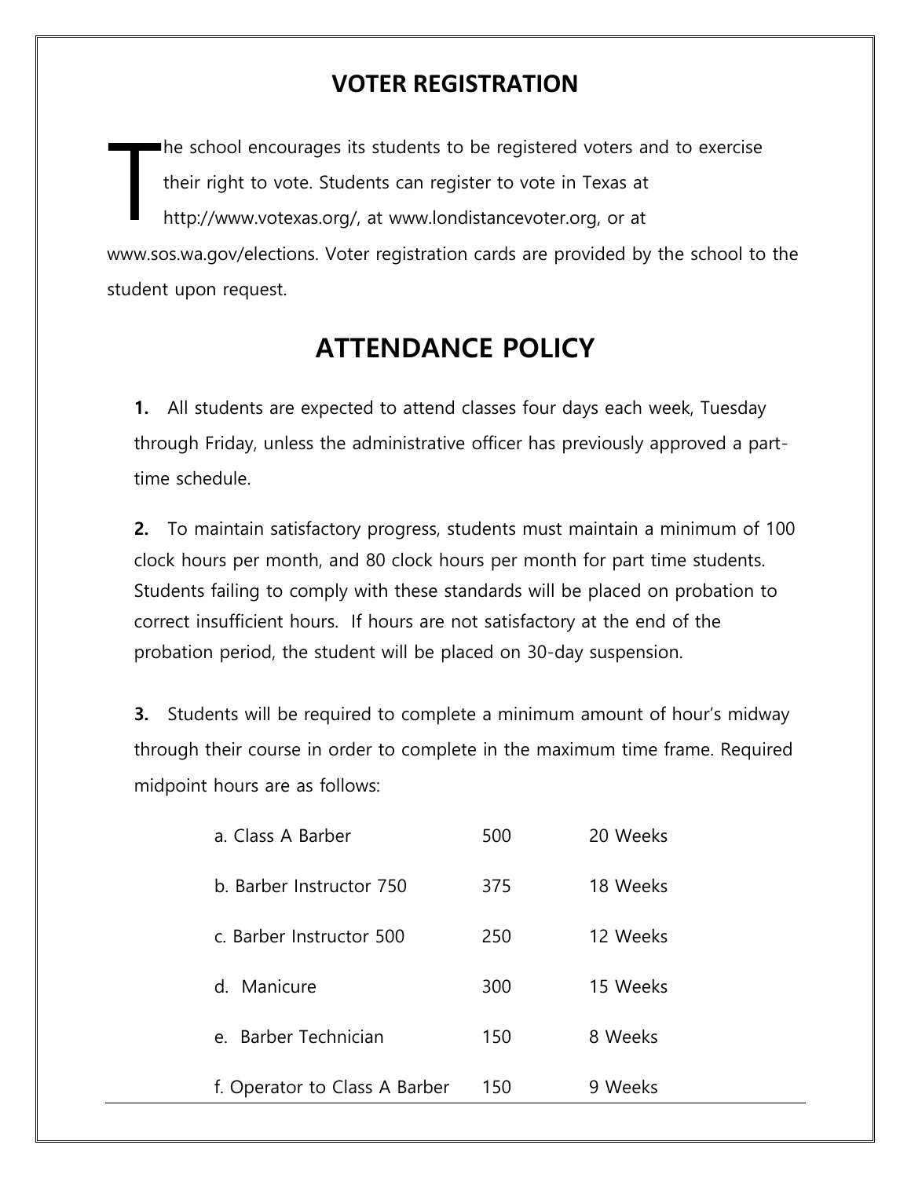## VOTER REGISTRATION

The school encourages its students to be registered voters and to exercise their right to vote. Students can register to vote in Texas at http://www.votexas.org/, at www.londistancevoter.org, or at www.sos.wa.gov/elections. Voter registration cards are provided by the school to the student upon request.

# ATTENDANCE POLICY

**1.** All students are expected to attend classes four days each week, Tuesday through Friday, unless the administrative officer has previously approved a part-time schedule.

**2.** To maintain satisfactory progress, students must maintain a minimum of 100 clock hours per month, and 80 clock hours per month for part time students. Students failing to comply with these standards will be placed on probation to correct insufficient hours. If hours are not satisfactory at the end of the probation period, the student will be placed on 30-day suspension.

**3.** Students will be required to complete a minimum amount of hour's midway through their course in order to complete in the maximum time frame. Required midpoint hours are as follows:

| Course | Hours | Weeks |
|---|---|---|
| a. Class A Barber | 500 | 20 Weeks |
| b. Barber Instructor 750 | 375 | 18 Weeks |
| c. Barber Instructor 500 | 250 | 12 Weeks |
| d. Manicure | 300 | 15 Weeks |
| e. Barber Technician | 150 | 8 Weeks |
| f. Operator to Class A Barber | 150 | 9 Weeks |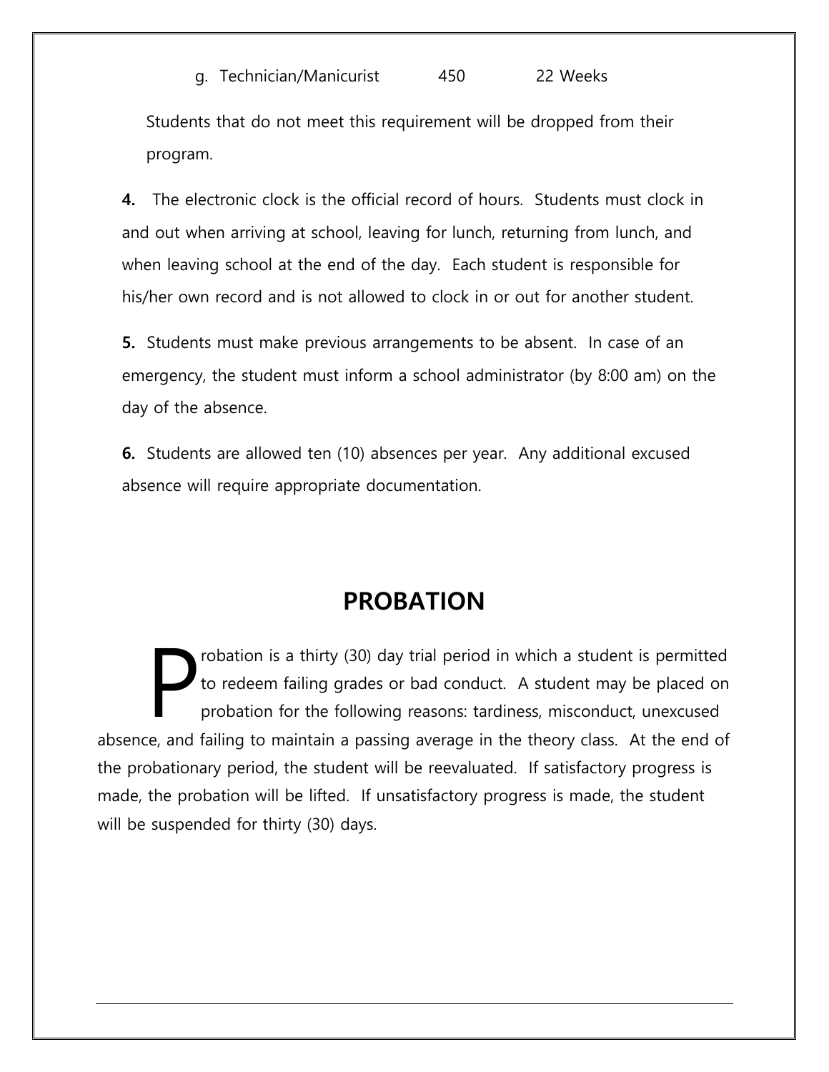g. Technician/Manicurist 450 22 Weeks

Students that do not meet this requirement will be dropped from their program.

**4.** The electronic clock is the official record of hours. Students must clock in and out when arriving at school, leaving for lunch, returning from lunch, and when leaving school at the end of the day. Each student is responsible for his/her own record and is not allowed to clock in or out for another student.

**5.** Students must make previous arrangements to be absent. In case of an emergency, the student must inform a school administrator (by 8:00 am) on the day of the absence.

**6.** Students are allowed ten (10) absences per year. Any additional excused absence will require appropriate documentation.

# PROBATION

Probation is a thirty (30) day trial period in which a student is permitted to redeem failing grades or bad conduct. A student may be placed on probation for the following reasons: tardiness, misconduct, unexcused absence, and failing to maintain a passing average in the theory class. At the end of the probationary period, the student will be reevaluated. If satisfactory progress is made, the probation will be lifted. If unsatisfactory progress is made, the student will be suspended for thirty (30) days.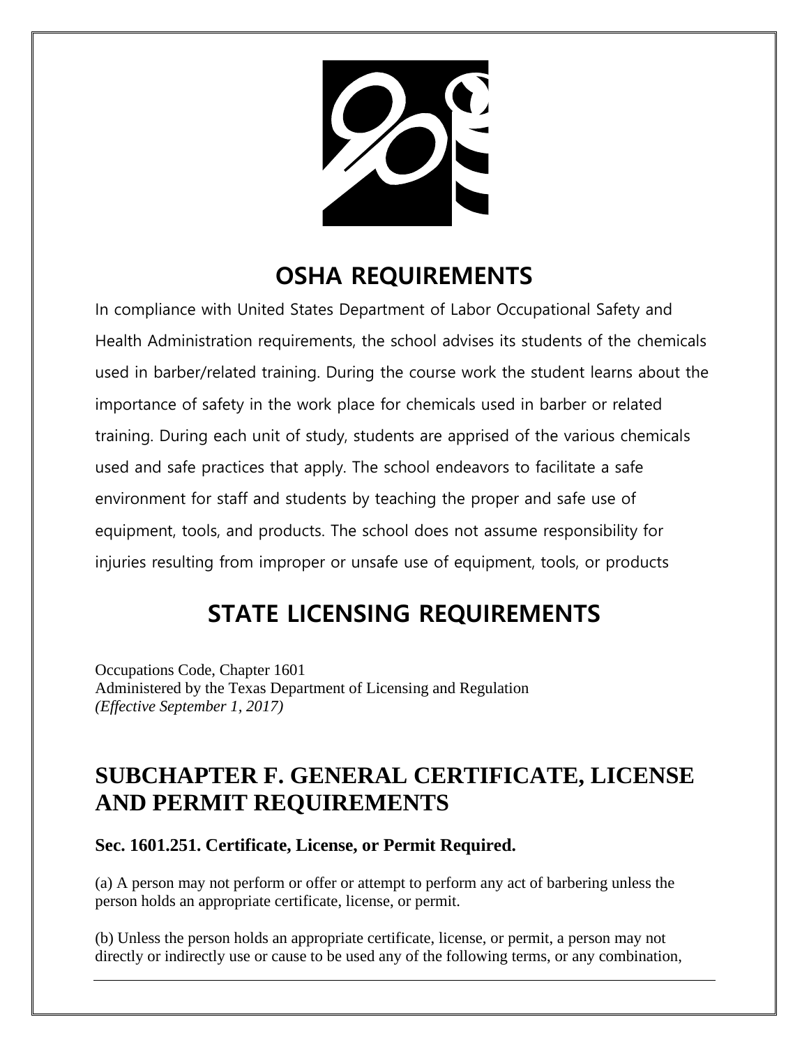# OSHA REQUIREMENTS

In compliance with United States Department of Labor Occupational Safety and Health Administration requirements, the school advises its students of the chemicals used in barber/related training. During the course work the student learns about the importance of safety in the work place for chemicals used in barber or related training. During each unit of study, students are apprised of the various chemicals used and safe practices that apply. The school endeavors to facilitate a safe environment for staff and students by teaching the proper and safe use of equipment, tools, and products. The school does not assume responsibility for injuries resulting from improper or unsafe use of equipment, tools, or products

# STATE LICENSING REQUIREMENTS

Occupations Code, Chapter 1601
Administered by the Texas Department of Licensing and Regulation
*(Effective September 1, 2017)*

## SUBCHAPTER F. GENERAL CERTIFICATE, LICENSE AND PERMIT REQUIREMENTS

### Sec. 1601.251. Certificate, License, or Permit Required.

(a) A person may not perform or offer or attempt to perform any act of barbering unless the person holds an appropriate certificate, license, or permit.

(b) Unless the person holds an appropriate certificate, license, or permit, a person may not directly or indirectly use or cause to be used any of the following terms, or any combination,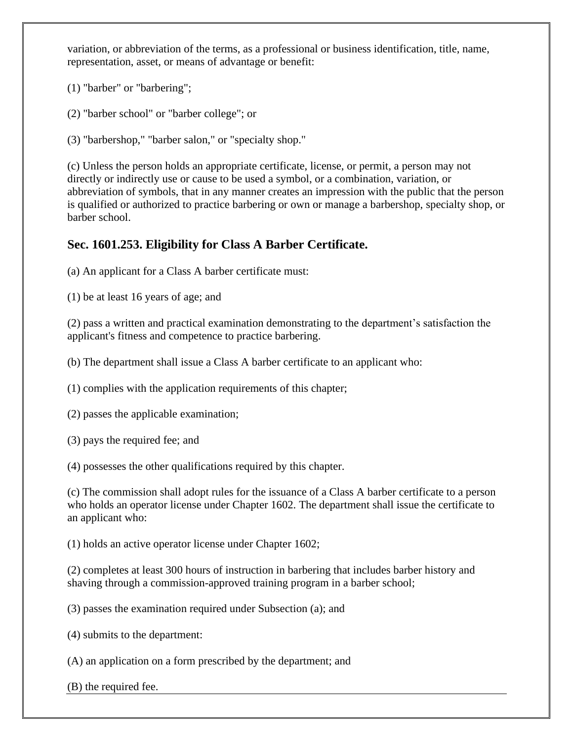variation, or abbreviation of the terms, as a professional or business identification, title, name, representation, asset, or means of advantage or benefit:

(1) "barber" or "barbering";

(2) "barber school" or "barber college"; or

(3) "barbershop," "barber salon," or "specialty shop."

(c) Unless the person holds an appropriate certificate, license, or permit, a person may not directly or indirectly use or cause to be used a symbol, or a combination, variation, or abbreviation of symbols, that in any manner creates an impression with the public that the person is qualified or authorized to practice barbering or own or manage a barbershop, specialty shop, or barber school.

## Sec. 1601.253. Eligibility for Class A Barber Certificate.

(a) An applicant for a Class A barber certificate must:

(1) be at least 16 years of age; and

(2) pass a written and practical examination demonstrating to the department’s satisfaction the applicant's fitness and competence to practice barbering.

(b) The department shall issue a Class A barber certificate to an applicant who:

(1) complies with the application requirements of this chapter;

(2) passes the applicable examination;

(3) pays the required fee; and

(4) possesses the other qualifications required by this chapter.

(c) The commission shall adopt rules for the issuance of a Class A barber certificate to a person who holds an operator license under Chapter 1602. The department shall issue the certificate to an applicant who:

(1) holds an active operator license under Chapter 1602;

(2) completes at least 300 hours of instruction in barbering that includes barber history and shaving through a commission-approved training program in a barber school;

(3) passes the examination required under Subsection (a); and

(4) submits to the department:

(A) an application on a form prescribed by the department; and

(B) the required fee.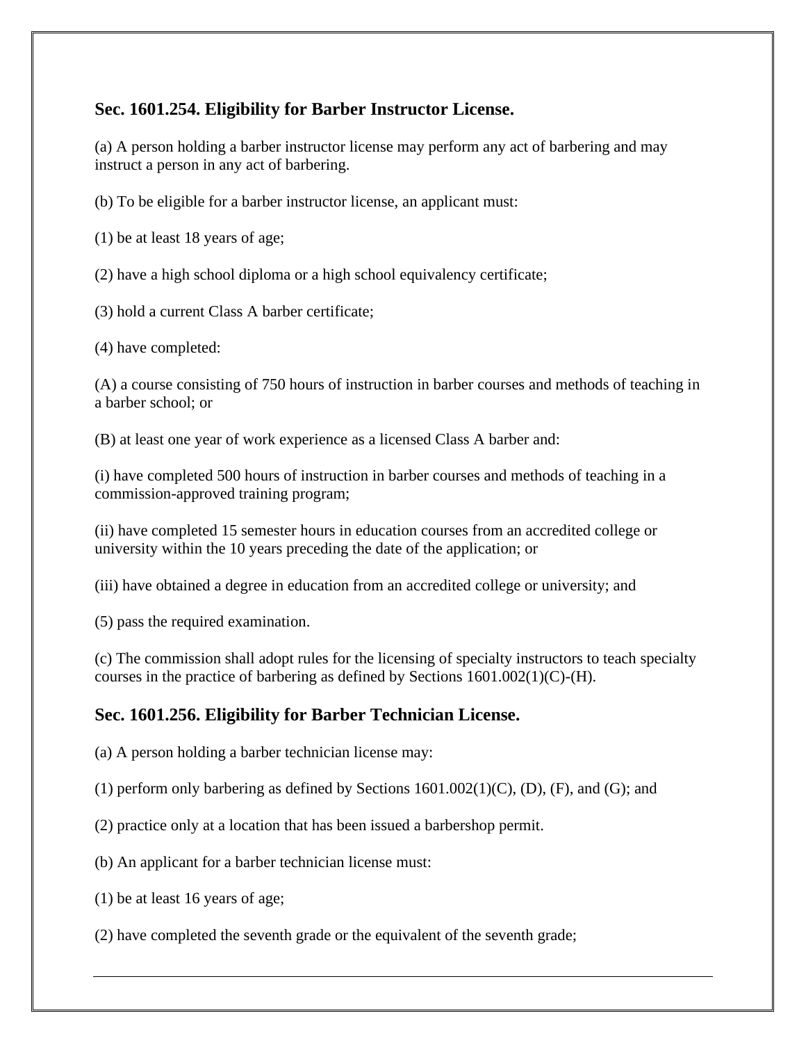## Sec. 1601.254. Eligibility for Barber Instructor License.

(a) A person holding a barber instructor license may perform any act of barbering and may instruct a person in any act of barbering.

(b) To be eligible for a barber instructor license, an applicant must:

(1) be at least 18 years of age;

(2) have a high school diploma or a high school equivalency certificate;

(3) hold a current Class A barber certificate;

(4) have completed:

(A) a course consisting of 750 hours of instruction in barber courses and methods of teaching in a barber school; or

(B) at least one year of work experience as a licensed Class A barber and:

(i) have completed 500 hours of instruction in barber courses and methods of teaching in a commission-approved training program;

(ii) have completed 15 semester hours in education courses from an accredited college or university within the 10 years preceding the date of the application; or

(iii) have obtained a degree in education from an accredited college or university; and

(5) pass the required examination.

(c) The commission shall adopt rules for the licensing of specialty instructors to teach specialty courses in the practice of barbering as defined by Sections 1601.002(1)(C)-(H).

## Sec. 1601.256. Eligibility for Barber Technician License.

(a) A person holding a barber technician license may:

(1) perform only barbering as defined by Sections 1601.002(1)(C), (D), (F), and (G); and

(2) practice only at a location that has been issued a barbershop permit.

(b) An applicant for a barber technician license must:

(1) be at least 16 years of age;

(2) have completed the seventh grade or the equivalent of the seventh grade;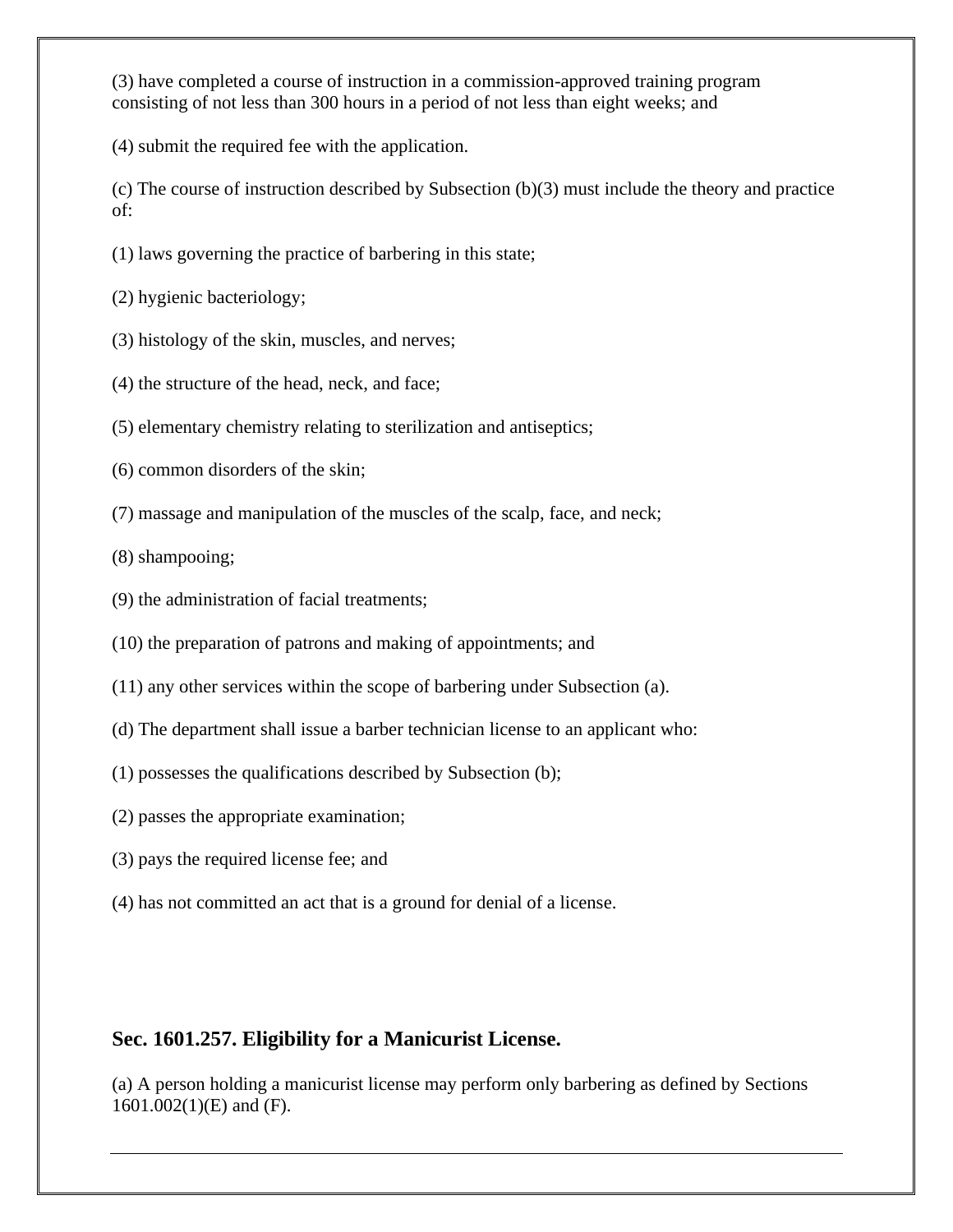(3) have completed a course of instruction in a commission-approved training program consisting of not less than 300 hours in a period of not less than eight weeks; and

(4) submit the required fee with the application.

(c) The course of instruction described by Subsection (b)(3) must include the theory and practice of:

(1) laws governing the practice of barbering in this state;

(2) hygienic bacteriology;

(3) histology of the skin, muscles, and nerves;

(4) the structure of the head, neck, and face;

(5) elementary chemistry relating to sterilization and antiseptics;

(6) common disorders of the skin;

(7) massage and manipulation of the muscles of the scalp, face, and neck;

(8) shampooing;

(9) the administration of facial treatments;

(10) the preparation of patrons and making of appointments; and

(11) any other services within the scope of barbering under Subsection (a).

(d) The department shall issue a barber technician license to an applicant who:

(1) possesses the qualifications described by Subsection (b);

(2) passes the appropriate examination;

(3) pays the required license fee; and

(4) has not committed an act that is a ground for denial of a license.

## Sec. 1601.257. Eligibility for a Manicurist License.

(a) A person holding a manicurist license may perform only barbering as defined by Sections 1601.002(1)(E) and (F).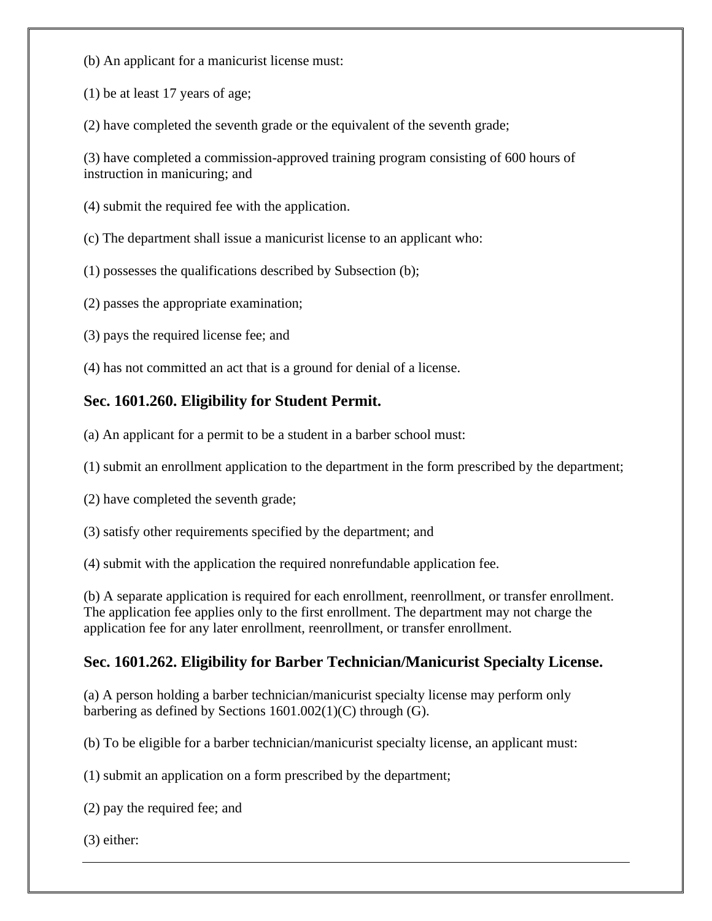(b) An applicant for a manicurist license must:

(1) be at least 17 years of age;

(2) have completed the seventh grade or the equivalent of the seventh grade;

(3) have completed a commission-approved training program consisting of 600 hours of instruction in manicuring; and

(4) submit the required fee with the application.

(c) The department shall issue a manicurist license to an applicant who:

(1) possesses the qualifications described by Subsection (b);

(2) passes the appropriate examination;

(3) pays the required license fee; and

(4) has not committed an act that is a ground for denial of a license.

### Sec. 1601.260. Eligibility for Student Permit.

(a) An applicant for a permit to be a student in a barber school must:

(1) submit an enrollment application to the department in the form prescribed by the department;

(2) have completed the seventh grade;

(3) satisfy other requirements specified by the department; and

(4) submit with the application the required nonrefundable application fee.

(b) A separate application is required for each enrollment, reenrollment, or transfer enrollment. The application fee applies only to the first enrollment. The department may not charge the application fee for any later enrollment, reenrollment, or transfer enrollment.

### Sec. 1601.262. Eligibility for Barber Technician/Manicurist Specialty License.

(a) A person holding a barber technician/manicurist specialty license may perform only barbering as defined by Sections 1601.002(1)(C) through (G).

(b) To be eligible for a barber technician/manicurist specialty license, an applicant must:

(1) submit an application on a form prescribed by the department;

(2) pay the required fee; and

(3) either: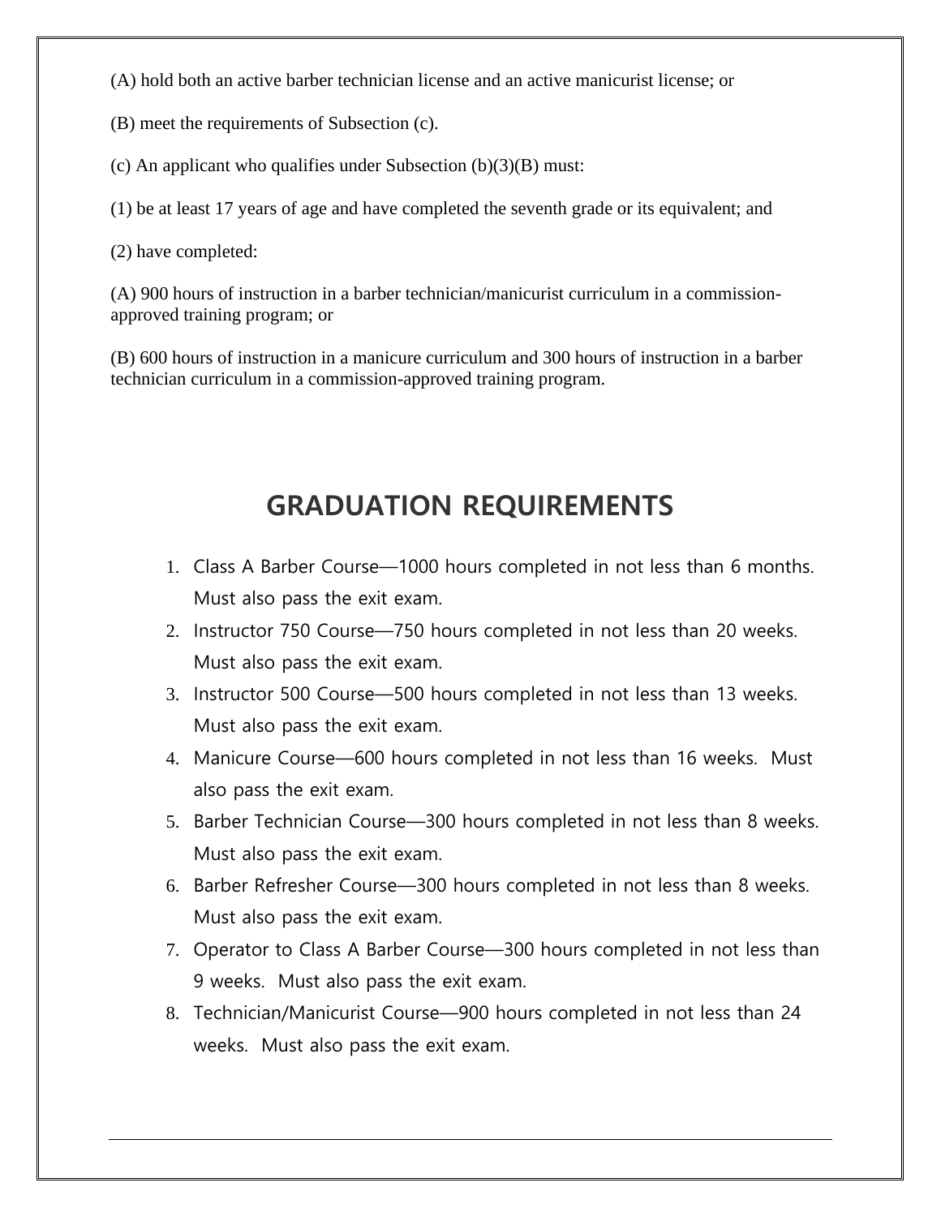(A) hold both an active barber technician license and an active manicurist license; or

(B) meet the requirements of Subsection (c).

(c) An applicant who qualifies under Subsection (b)(3)(B) must:

(1) be at least 17 years of age and have completed the seventh grade or its equivalent; and

(2) have completed:

(A) 900 hours of instruction in a barber technician/manicurist curriculum in a commission-approved training program; or

(B) 600 hours of instruction in a manicure curriculum and 300 hours of instruction in a barber technician curriculum in a commission-approved training program.

## GRADUATION REQUIREMENTS

1. Class A Barber Course—1000 hours completed in not less than 6 months. Must also pass the exit exam.
2. Instructor 750 Course—750 hours completed in not less than 20 weeks. Must also pass the exit exam.
3. Instructor 500 Course—500 hours completed in not less than 13 weeks. Must also pass the exit exam.
4. Manicure Course—600 hours completed in not less than 16 weeks. Must also pass the exit exam.
5. Barber Technician Course—300 hours completed in not less than 8 weeks. Must also pass the exit exam.
6. Barber Refresher Course—300 hours completed in not less than 8 weeks. Must also pass the exit exam.
7. Operator to Class A Barber Course—300 hours completed in not less than 9 weeks. Must also pass the exit exam.
8. Technician/Manicurist Course—900 hours completed in not less than 24 weeks. Must also pass the exit exam.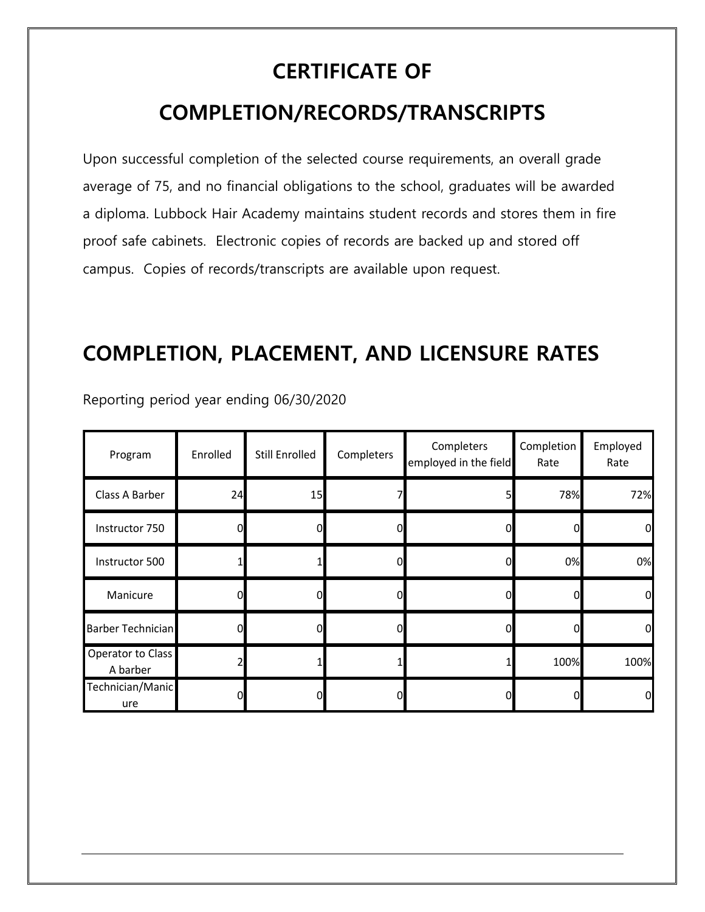# CERTIFICATE OF COMPLETION/RECORDS/TRANSCRIPTS

Upon successful completion of the selected course requirements, an overall grade average of 75, and no financial obligations to the school, graduates will be awarded a diploma. Lubbock Hair Academy maintains student records and stores them in fire proof safe cabinets. Electronic copies of records are backed up and stored off campus. Copies of records/transcripts are available upon request.

# COMPLETION, PLACEMENT, AND LICENSURE RATES

Reporting period year ending 06/30/2020

| Program | Enrolled | Still Enrolled | Completers | Completers employed in the field | Completion Rate | Employed Rate |
|---|---|---|---|---|---|---|
| Class A Barber | 24 | 15 | 7 | 5 | 78% | 72% |
| Instructor 750 | 0 | 0 | 0 | 0 | 0 | 0 |
| Instructor 500 | 1 | 1 | 0 | 0 | 0% | 0% |
| Manicure | 0 | 0 | 0 | 0 | 0 | 0 |
| Barber Technician | 0 | 0 | 0 | 0 | 0 | 0 |
| Operator to Class A barber | 2 | 1 | 1 | 1 | 100% | 100% |
| Technician/Manicure | 0 | 0 | 0 | 0 | 0 | 0 |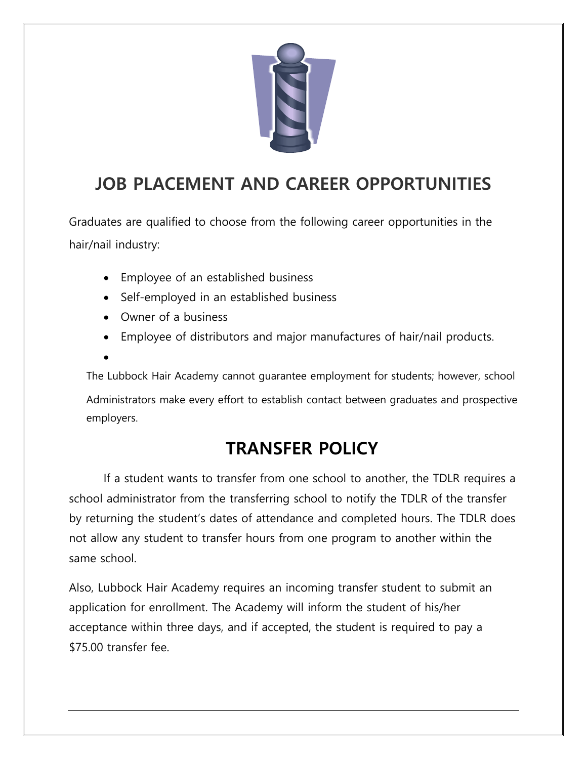## JOB PLACEMENT AND CAREER OPPORTUNITIES

Graduates are qualified to choose from the following career opportunities in the hair/nail industry:

- Employee of an established business
- Self-employed in an established business
- Owner of a business
- Employee of distributors and major manufactures of hair/nail products.

The Lubbock Hair Academy cannot guarantee employment for students; however, school Administrators make every effort to establish contact between graduates and prospective employers.

## TRANSFER POLICY

If a student wants to transfer from one school to another, the TDLR requires a school administrator from the transferring school to notify the TDLR of the transfer by returning the student's dates of attendance and completed hours. The TDLR does not allow any student to transfer hours from one program to another within the same school.

Also, Lubbock Hair Academy requires an incoming transfer student to submit an application for enrollment. The Academy will inform the student of his/her acceptance within three days, and if accepted, the student is required to pay a $75.00 transfer fee.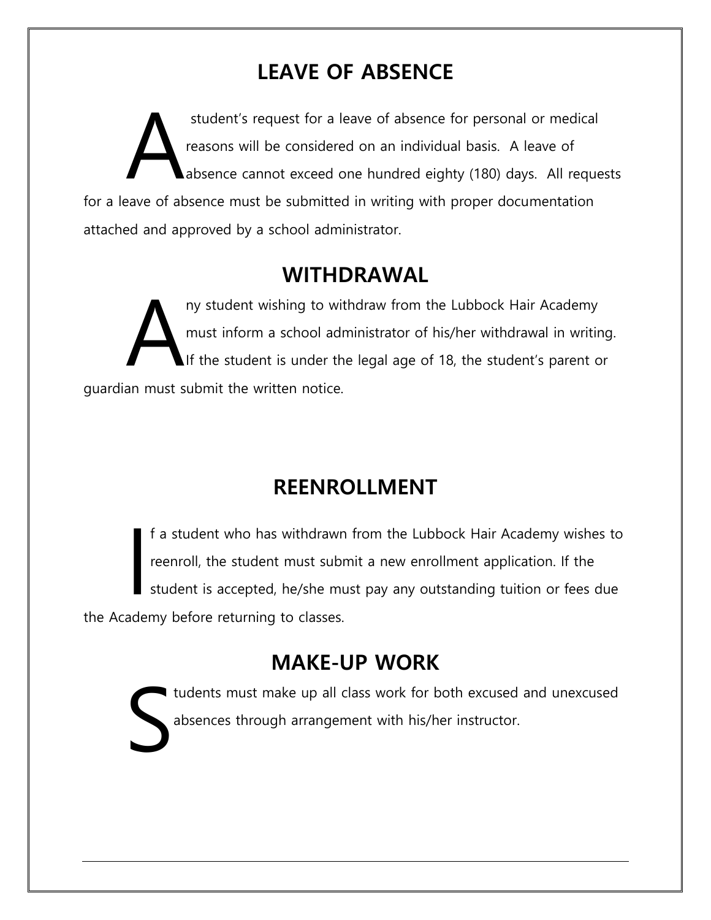## LEAVE OF ABSENCE

A student's request for a leave of absence for personal or medical reasons will be considered on an individual basis. A leave of absence cannot exceed one hundred eighty (180) days. All requests for a leave of absence must be submitted in writing with proper documentation attached and approved by a school administrator.

## WITHDRAWAL

Any student wishing to withdraw from the Lubbock Hair Academy must inform a school administrator of his/her withdrawal in writing. If the student is under the legal age of 18, the student's parent or guardian must submit the written notice.

## REENROLLMENT

If a student who has withdrawn from the Lubbock Hair Academy wishes to reenroll, the student must submit a new enrollment application. If the student is accepted, he/she must pay any outstanding tuition or fees due the Academy before returning to classes.

## MAKE-UP WORK

Students must make up all class work for both excused and unexcused absences through arrangement with his/her instructor.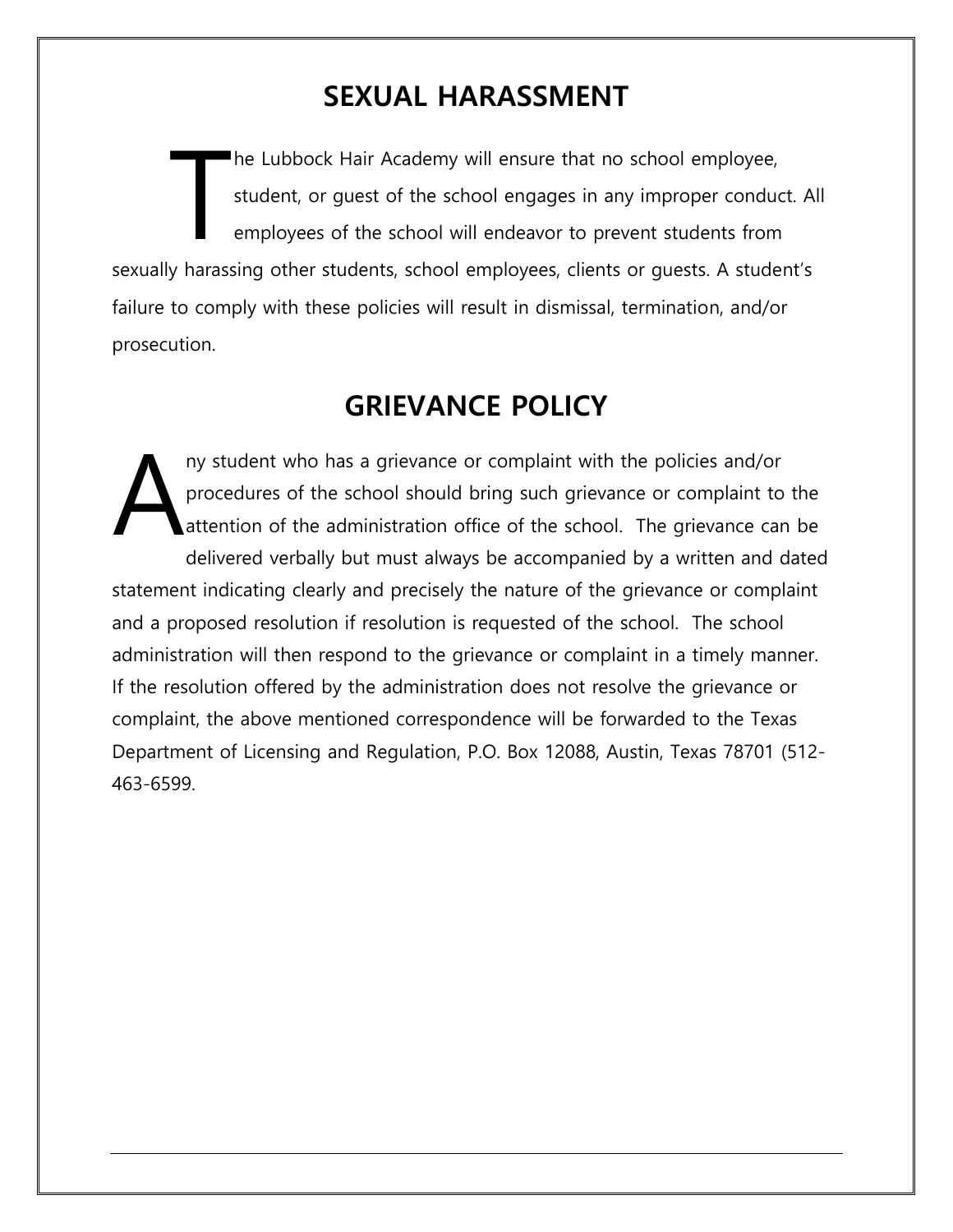## SEXUAL HARASSMENT

The Lubbock Hair Academy will ensure that no school employee, student, or guest of the school engages in any improper conduct. All employees of the school will endeavor to prevent students from sexually harassing other students, school employees, clients or guests. A student's failure to comply with these policies will result in dismissal, termination, and/or prosecution.

## GRIEVANCE POLICY

Any student who has a grievance or complaint with the policies and/or procedures of the school should bring such grievance or complaint to the attention of the administration office of the school. The grievance can be delivered verbally but must always be accompanied by a written and dated statement indicating clearly and precisely the nature of the grievance or complaint and a proposed resolution if resolution is requested of the school. The school administration will then respond to the grievance or complaint in a timely manner. If the resolution offered by the administration does not resolve the grievance or complaint, the above mentioned correspondence will be forwarded to the Texas Department of Licensing and Regulation, P.O. Box 12088, Austin, Texas 78701 (512-463-6599.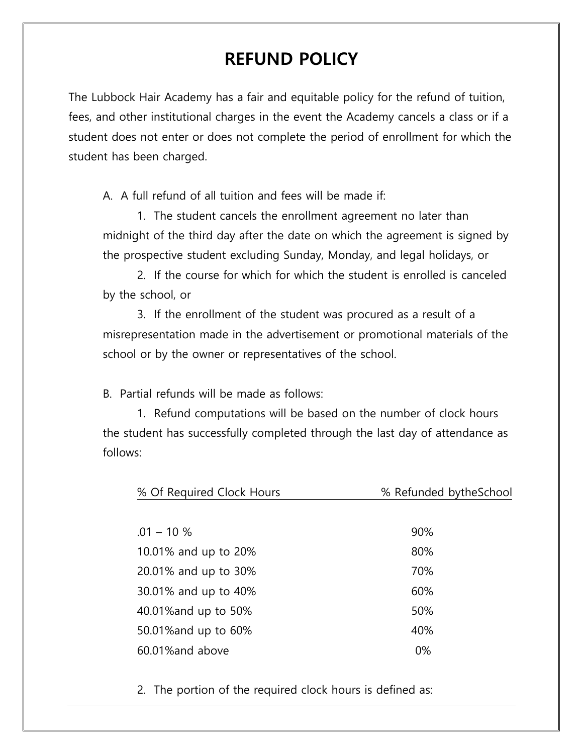# REFUND POLICY

The Lubbock Hair Academy has a fair and equitable policy for the refund of tuition, fees, and other institutional charges in the event the Academy cancels a class or if a student does not enter or does not complete the period of enrollment for which the student has been charged.

A. A full refund of all tuition and fees will be made if:

1. The student cancels the enrollment agreement no later than midnight of the third day after the date on which the agreement is signed by the prospective student excluding Sunday, Monday, and legal holidays, or

2. If the course for which for which the student is enrolled is canceled by the school, or

3. If the enrollment of the student was procured as a result of a misrepresentation made in the advertisement or promotional materials of the school or by the owner or representatives of the school.

B. Partial refunds will be made as follows:

1. Refund computations will be based on the number of clock hours the student has successfully completed through the last day of attendance as follows:

| % Of Required Clock Hours | % Refunded bytheSchool |
|---|---|
| .01 – 10 % | 90% |
| 10.01% and up to 20% | 80% |
| 20.01% and up to 30% | 70% |
| 30.01% and up to 40% | 60% |
| 40.01%and up to 50% | 50% |
| 50.01%and up to 60% | 40% |
| 60.01%and above | 0% |

2. The portion of the required clock hours is defined as: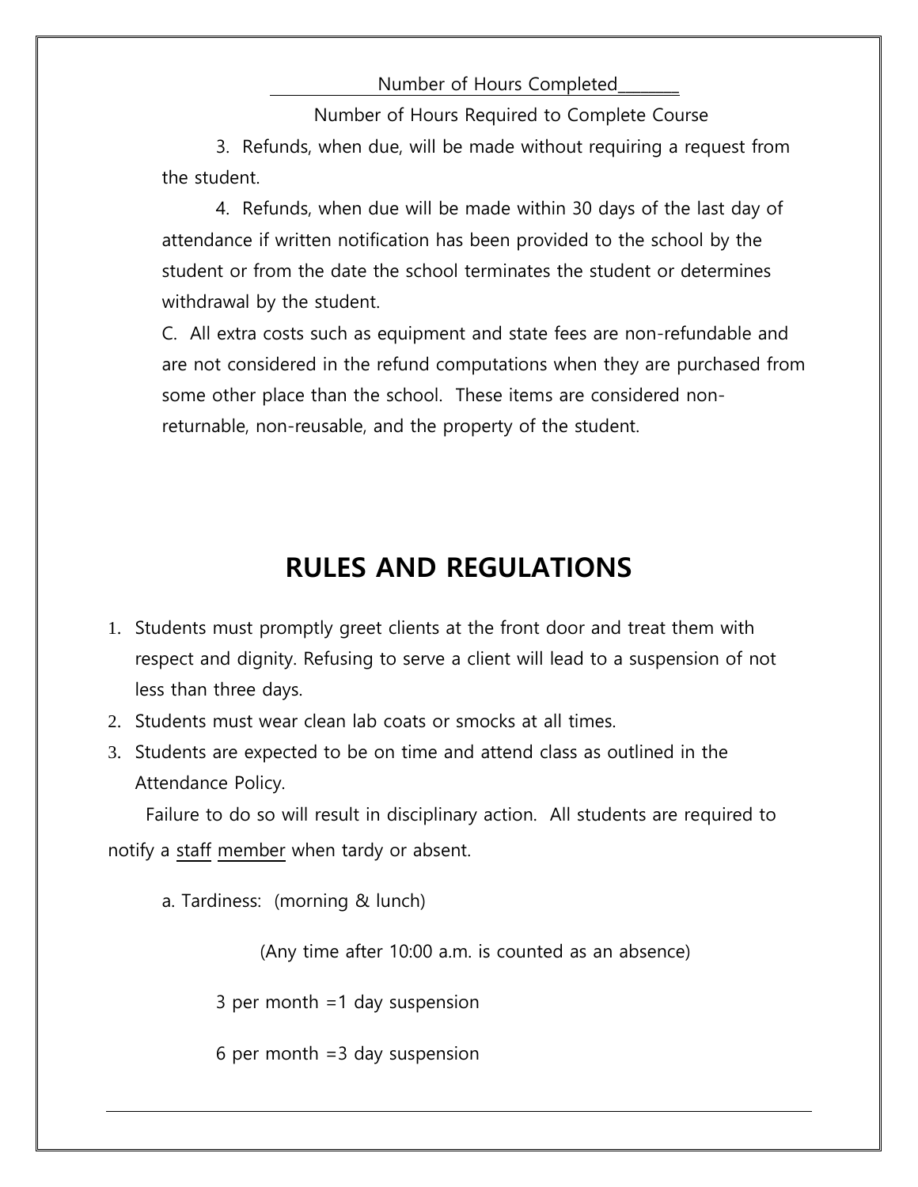Number of Hours Completed________

Number of Hours Required to Complete Course

3. Refunds, when due, will be made without requiring a request from the student.

4. Refunds, when due will be made within 30 days of the last day of attendance if written notification has been provided to the school by the student or from the date the school terminates the student or determines withdrawal by the student.

C. All extra costs such as equipment and state fees are non-refundable and are not considered in the refund computations when they are purchased from some other place than the school. These items are considered non-returnable, non-reusable, and the property of the student.

# RULES AND REGULATIONS

1. Students must promptly greet clients at the front door and treat them with respect and dignity. Refusing to serve a client will lead to a suspension of not less than three days.
2. Students must wear clean lab coats or smocks at all times.
3. Students are expected to be on time and attend class as outlined in the Attendance Policy.

Failure to do so will result in disciplinary action. All students are required to notify a staff member when tardy or absent.

a. Tardiness: (morning & lunch)

(Any time after 10:00 a.m. is counted as an absence)

3 per month =1 day suspension

6 per month =3 day suspension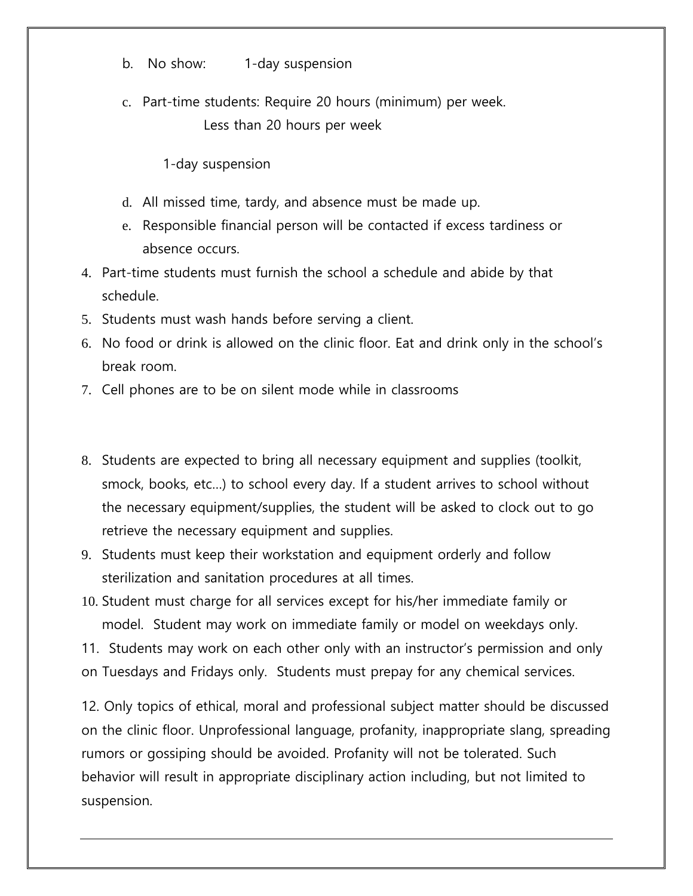b. No show: 1-day suspension

c. Part-time students: Require 20 hours (minimum) per week.
   Less than 20 hours per week

   1-day suspension

d. All missed time, tardy, and absence must be made up.

e. Responsible financial person will be contacted if excess tardiness or absence occurs.

4. Part-time students must furnish the school a schedule and abide by that schedule.
5. Students must wash hands before serving a client.
6. No food or drink is allowed on the clinic floor. Eat and drink only in the school's break room.
7. Cell phones are to be on silent mode while in classrooms
8. Students are expected to bring all necessary equipment and supplies (toolkit, smock, books, etc…) to school every day. If a student arrives to school without the necessary equipment/supplies, the student will be asked to clock out to go retrieve the necessary equipment and supplies.
9. Students must keep their workstation and equipment orderly and follow sterilization and sanitation procedures at all times.
10. Student must charge for all services except for his/her immediate family or model. Student may work on immediate family or model on weekdays only.
11. Students may work on each other only with an instructor's permission and only on Tuesdays and Fridays only. Students must prepay for any chemical services.
12. Only topics of ethical, moral and professional subject matter should be discussed on the clinic floor. Unprofessional language, profanity, inappropriate slang, spreading rumors or gossiping should be avoided. Profanity will not be tolerated. Such behavior will result in appropriate disciplinary action including, but not limited to suspension.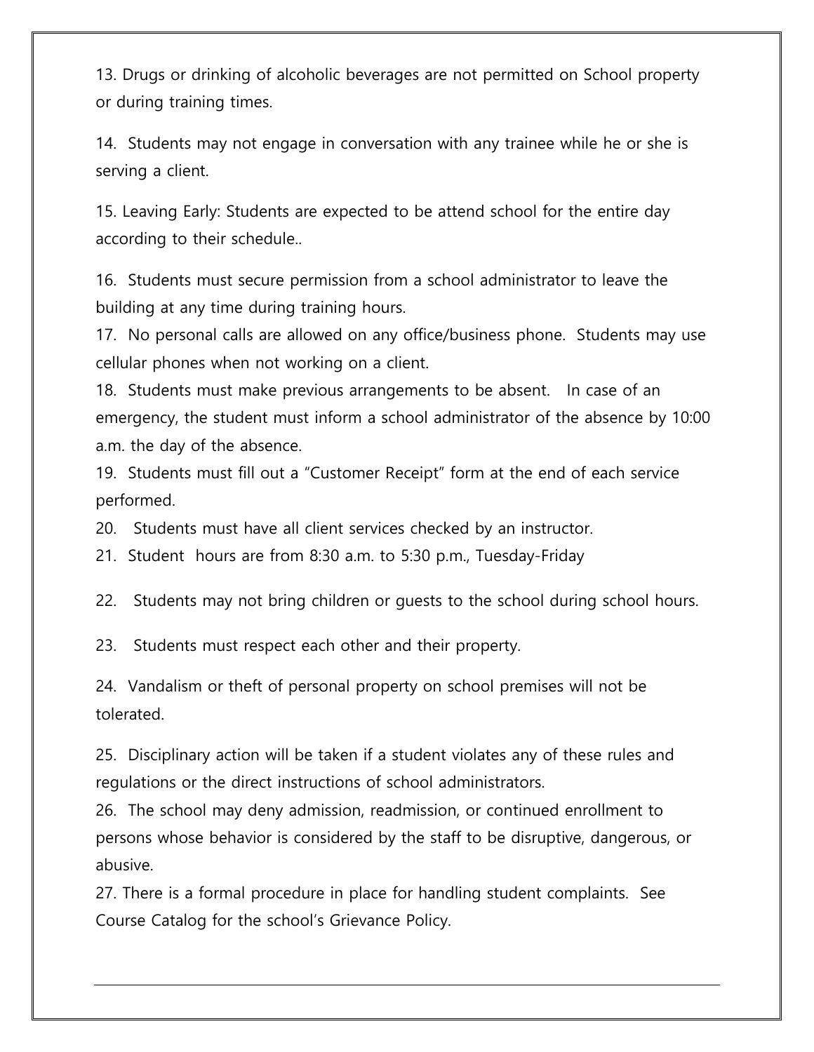13. Drugs or drinking of alcoholic beverages are not permitted on School property or during training times.

14. Students may not engage in conversation with any trainee while he or she is serving a client.

15. Leaving Early: Students are expected to be attend school for the entire day according to their schedule..

16. Students must secure permission from a school administrator to leave the building at any time during training hours.

17. No personal calls are allowed on any office/business phone. Students may use cellular phones when not working on a client.

18. Students must make previous arrangements to be absent. In case of an emergency, the student must inform a school administrator of the absence by 10:00 a.m. the day of the absence.

19. Students must fill out a "Customer Receipt" form at the end of each service performed.

20. Students must have all client services checked by an instructor.

21. Student hours are from 8:30 a.m. to 5:30 p.m., Tuesday-Friday

22. Students may not bring children or guests to the school during school hours.

23. Students must respect each other and their property.

24. Vandalism or theft of personal property on school premises will not be tolerated.

25. Disciplinary action will be taken if a student violates any of these rules and regulations or the direct instructions of school administrators.

26. The school may deny admission, readmission, or continued enrollment to persons whose behavior is considered by the staff to be disruptive, dangerous, or abusive.

27. There is a formal procedure in place for handling student complaints. See Course Catalog for the school's Grievance Policy.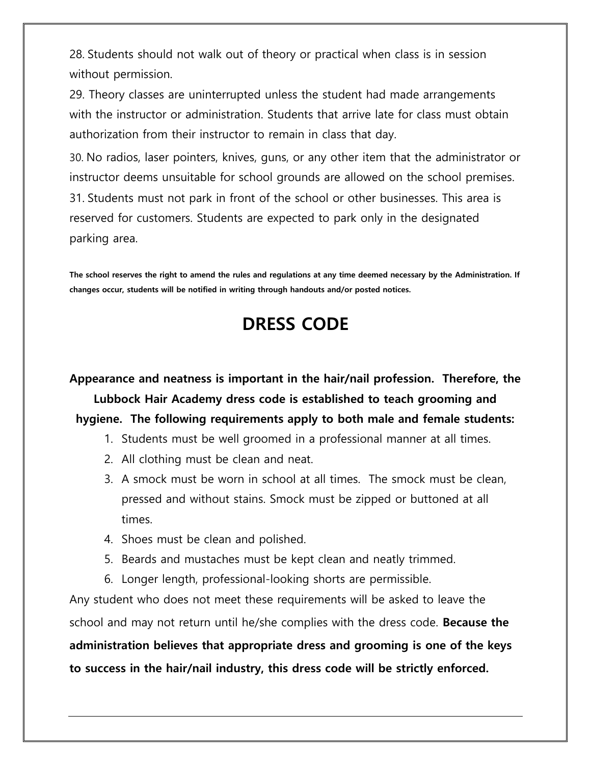28. Students should not walk out of theory or practical when class is in session without permission.
29. Theory classes are uninterrupted unless the student had made arrangements with the instructor or administration. Students that arrive late for class must obtain authorization from their instructor to remain in class that day.
30. No radios, laser pointers, knives, guns, or any other item that the administrator or instructor deems unsuitable for school grounds are allowed on the school premises.
31. Students must not park in front of the school or other businesses. This area is reserved for customers. Students are expected to park only in the designated parking area.

**The school reserves the right to amend the rules and regulations at any time deemed necessary by the Administration. If changes occur, students will be notified in writing through handouts and/or posted notices.**

# DRESS CODE

**Appearance and neatness is important in the hair/nail profession. Therefore, the Lubbock Hair Academy dress code is established to teach grooming and hygiene. The following requirements apply to both male and female students:**

1. Students must be well groomed in a professional manner at all times.
2. All clothing must be clean and neat.
3. A smock must be worn in school at all times. The smock must be clean, pressed and without stains. Smock must be zipped or buttoned at all times.
4. Shoes must be clean and polished.
5. Beards and mustaches must be kept clean and neatly trimmed.
6. Longer length, professional-looking shorts are permissible.

Any student who does not meet these requirements will be asked to leave the school and may not return until he/she complies with the dress code. **Because the administration believes that appropriate dress and grooming is one of the keys to success in the hair/nail industry, this dress code will be strictly enforced.**